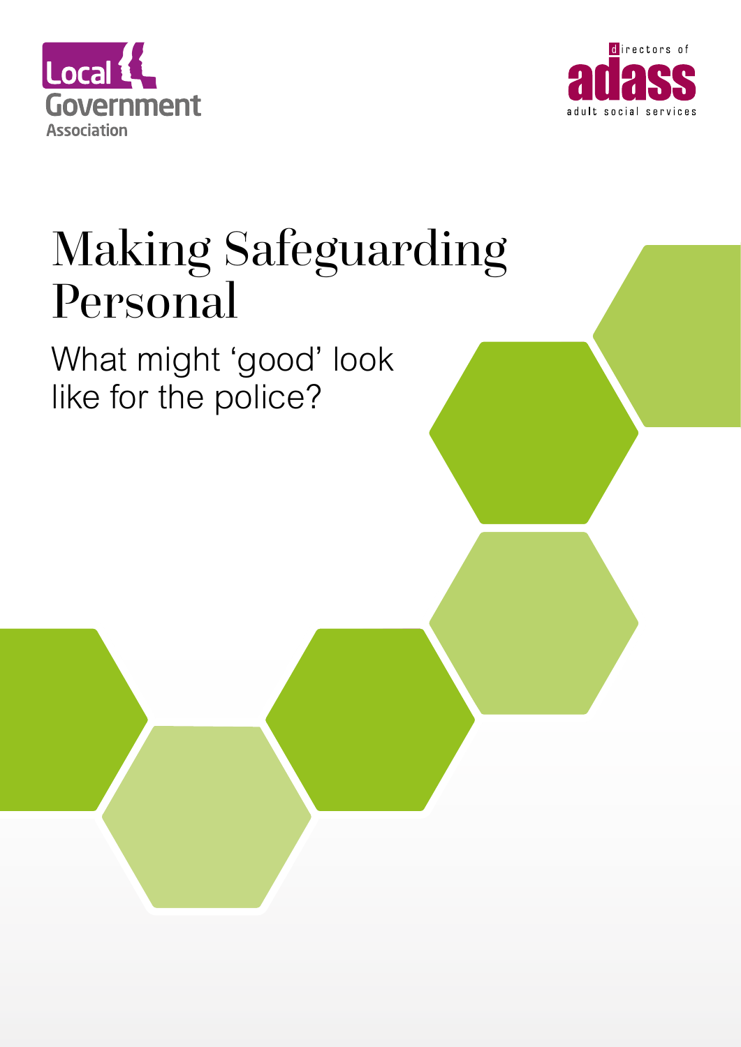Local Government Association

directors of adass adult social services

# Making Safeguarding Personal

## What might 'good' look like for the police?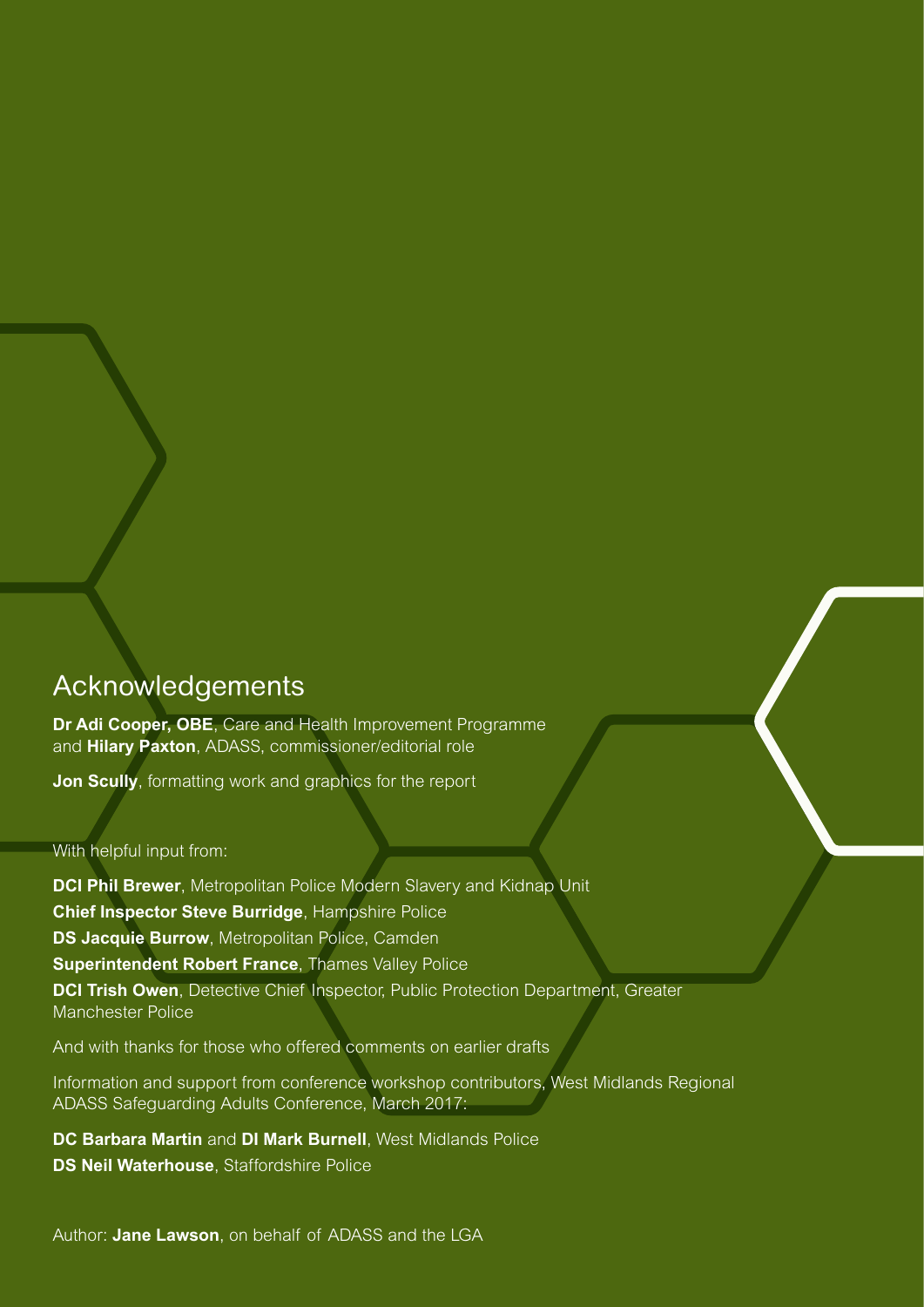## Acknowledgements

**Dr Adi Cooper, OBE**, Care and Health Improvement Programme and **Hilary Paxton**, ADASS, commissioner/editorial role

**Jon Scully**, formatting work and graphics for the report

With helpful input from:

**DCI Phil Brewer**, Metropolitan Police Modern Slavery and Kidnap Unit
**Chief Inspector Steve Burridge**, Hampshire Police
**DS Jacquie Burrow**, Metropolitan Police, Camden
**Superintendent Robert France**, Thames Valley Police
**DCI Trish Owen**, Detective Chief Inspector, Public Protection Department, Greater Manchester Police

And with thanks for those who offered comments on earlier drafts

Information and support from conference workshop contributors, West Midlands Regional ADASS Safeguarding Adults Conference, March 2017:

**DC Barbara Martin** and **DI Mark Burnell**, West Midlands Police
**DS Neil Waterhouse**, Staffordshire Police

Author: **Jane Lawson**, on behalf of ADASS and the LGA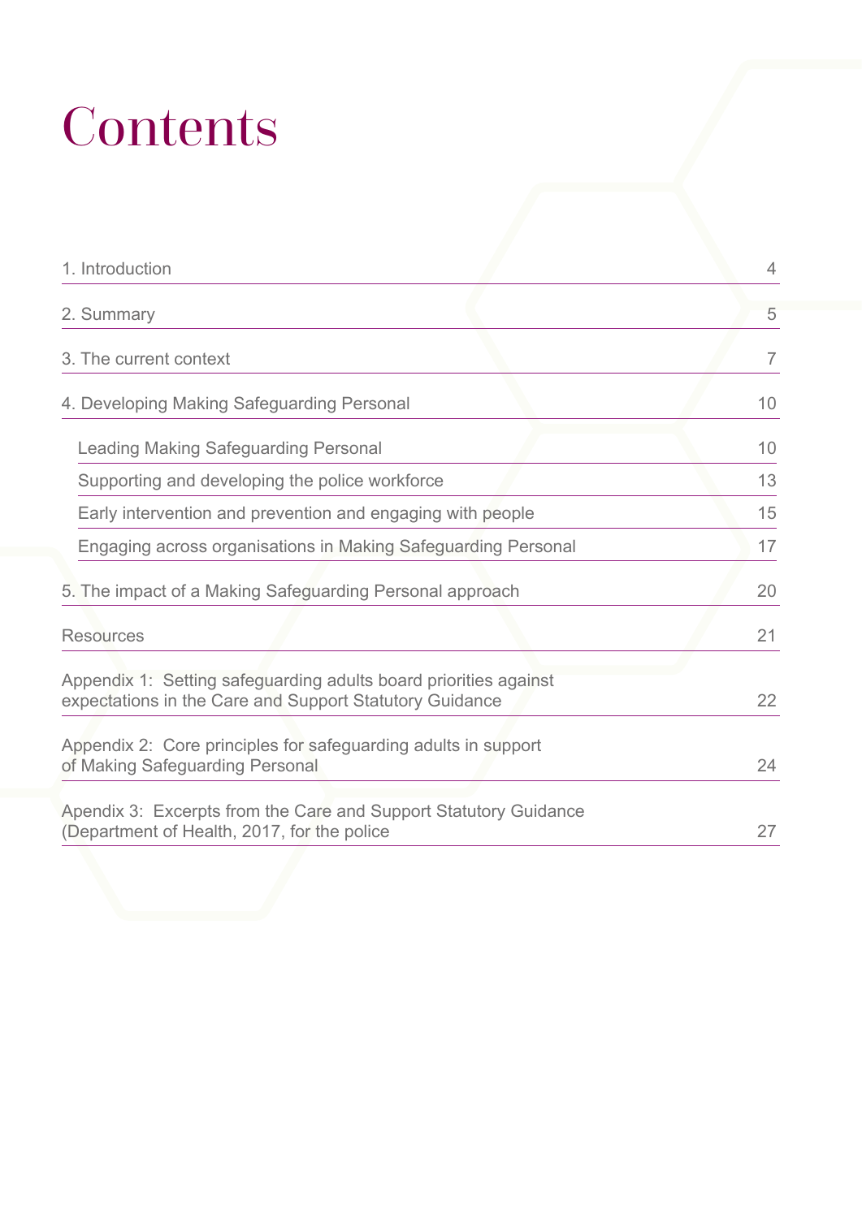# Contents

| | |
|---|---|
| 1. Introduction | 4 |
| 2. Summary | 5 |
| 3. The current context | 7 |
| 4. Developing Making Safeguarding Personal | 10 |
| Leading Making Safeguarding Personal | 10 |
| Supporting and developing the police workforce | 13 |
| Early intervention and prevention and engaging with people | 15 |
| Engaging across organisations in Making Safeguarding Personal | 17 |
| 5. The impact of a Making Safeguarding Personal approach | 20 |
| Resources | 21 |
| Appendix 1: Setting safeguarding adults board priorities against expectations in the Care and Support Statutory Guidance | 22 |
| Appendix 2: Core principles for safeguarding adults in support of Making Safeguarding Personal | 24 |
| Apendix 3: Excerpts from the Care and Support Statutory Guidance (Department of Health, 2017, for the police | 27 |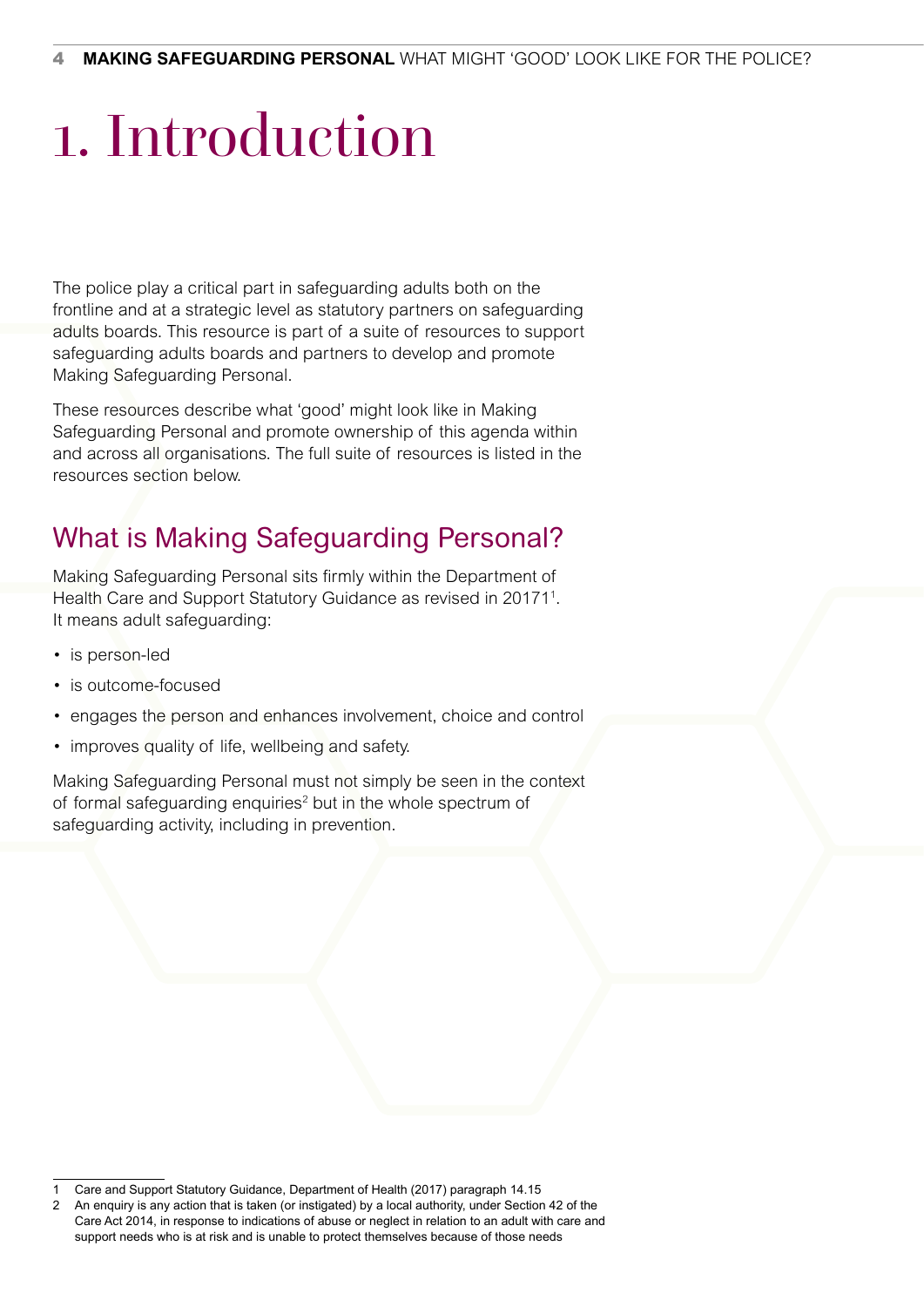# 1. Introduction

The police play a critical part in safeguarding adults both on the frontline and at a strategic level as statutory partners on safeguarding adults boards. This resource is part of a suite of resources to support safeguarding adults boards and partners to develop and promote Making Safeguarding Personal.

These resources describe what 'good' might look like in Making Safeguarding Personal and promote ownership of this agenda within and across all organisations. The full suite of resources is listed in the resources section below.

## What is Making Safeguarding Personal?

Making Safeguarding Personal sits firmly within the Department of Health Care and Support Statutory Guidance as revised in 20171[1]. It means adult safeguarding:

- is person-led
- is outcome-focused
- engages the person and enhances involvement, choice and control
- improves quality of life, wellbeing and safety.

Making Safeguarding Personal must not simply be seen in the context of formal safeguarding enquiries[2] but in the whole spectrum of safeguarding activity, including in prevention.

1 Care and Support Statutory Guidance, Department of Health (2017) paragraph 14.15

2 An enquiry is any action that is taken (or instigated) by a local authority, under Section 42 of the Care Act 2014, in response to indications of abuse or neglect in relation to an adult with care and support needs who is at risk and is unable to protect themselves because of those needs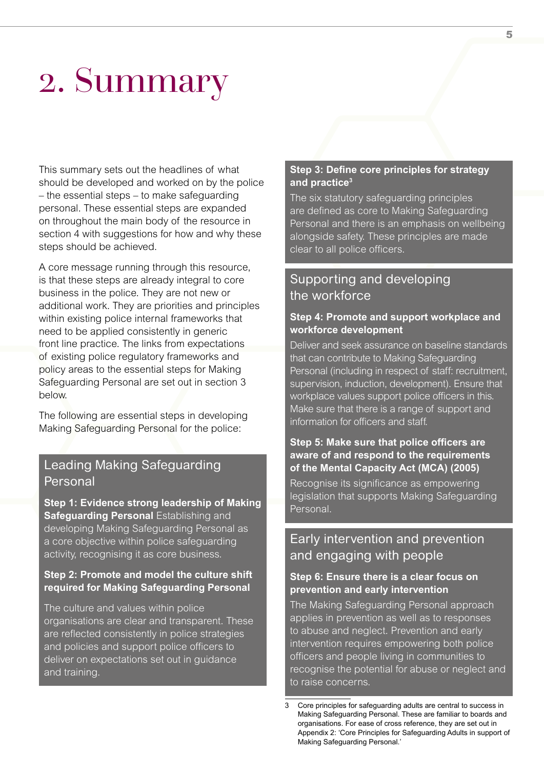# 2. Summary

This summary sets out the headlines of what should be developed and worked on by the police – the essential steps – to make safeguarding personal. These essential steps are expanded on throughout the main body of the resource in section 4 with suggestions for how and why these steps should be achieved.

A core message running through this resource, is that these steps are already integral to core business in the police. They are not new or additional work. They are priorities and principles within existing police internal frameworks that need to be applied consistently in generic front line practice. The links from expectations of existing police regulatory frameworks and policy areas to the essential steps for Making Safeguarding Personal are set out in section 3 below.

The following are essential steps in developing Making Safeguarding Personal for the police:

## Leading Making Safeguarding Personal

**Step 1: Evidence strong leadership of Making Safeguarding Personal** Establishing and developing Making Safeguarding Personal as a core objective within police safeguarding activity, recognising it as core business.

**Step 2: Promote and model the culture shift required for Making Safeguarding Personal**

The culture and values within police organisations are clear and transparent. These are reflected consistently in police strategies and policies and support police officers to deliver on expectations set out in guidance and training.

**Step 3: Define core principles for strategy and practice[3]**

The six statutory safeguarding principles are defined as core to Making Safeguarding Personal and there is an emphasis on wellbeing alongside safety. These principles are made clear to all police officers.

## Supporting and developing the workforce

**Step 4: Promote and support workplace and workforce development**

Deliver and seek assurance on baseline standards that can contribute to Making Safeguarding Personal (including in respect of staff: recruitment, supervision, induction, development). Ensure that workplace values support police officers in this. Make sure that there is a range of support and information for officers and staff.

**Step 5: Make sure that police officers are aware of and respond to the requirements of the Mental Capacity Act (MCA) (2005)**

Recognise its significance as empowering legislation that supports Making Safeguarding Personal.

## Early intervention and prevention and engaging with people

**Step 6: Ensure there is a clear focus on prevention and early intervention**

The Making Safeguarding Personal approach applies in prevention as well as to responses to abuse and neglect. Prevention and early intervention requires empowering both police officers and people living in communities to recognise the potential for abuse or neglect and to raise concerns.

---

3 Core principles for safeguarding adults are central to success in Making Safeguarding Personal. These are familiar to boards and organisations. For ease of cross reference, they are set out in Appendix 2: 'Core Principles for Safeguarding Adults in support of Making Safeguarding Personal.'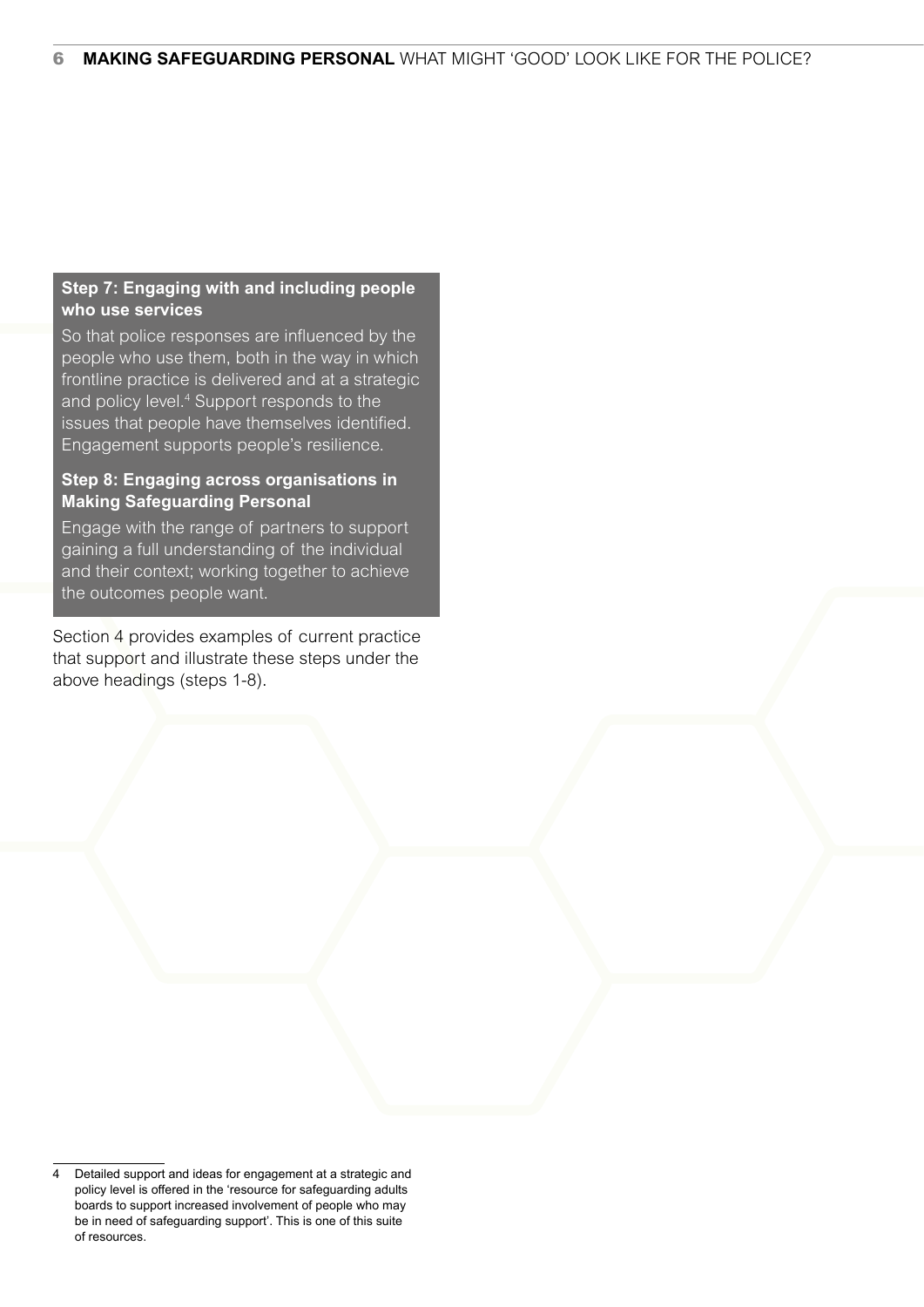### Step 7: Engaging with and including people who use services

So that police responses are influenced by the people who use them, both in the way in which frontline practice is delivered and at a strategic and policy level.[4] Support responds to the issues that people have themselves identified. Engagement supports people's resilience.

### Step 8: Engaging across organisations in Making Safeguarding Personal

Engage with the range of partners to support gaining a full understanding of the individual and their context; working together to achieve the outcomes people want.

Section 4 provides examples of current practice that support and illustrate these steps under the above headings (steps 1-8).

---

4 Detailed support and ideas for engagement at a strategic and policy level is offered in the 'resource for safeguarding adults boards to support increased involvement of people who may be in need of safeguarding support'. This is one of this suite of resources.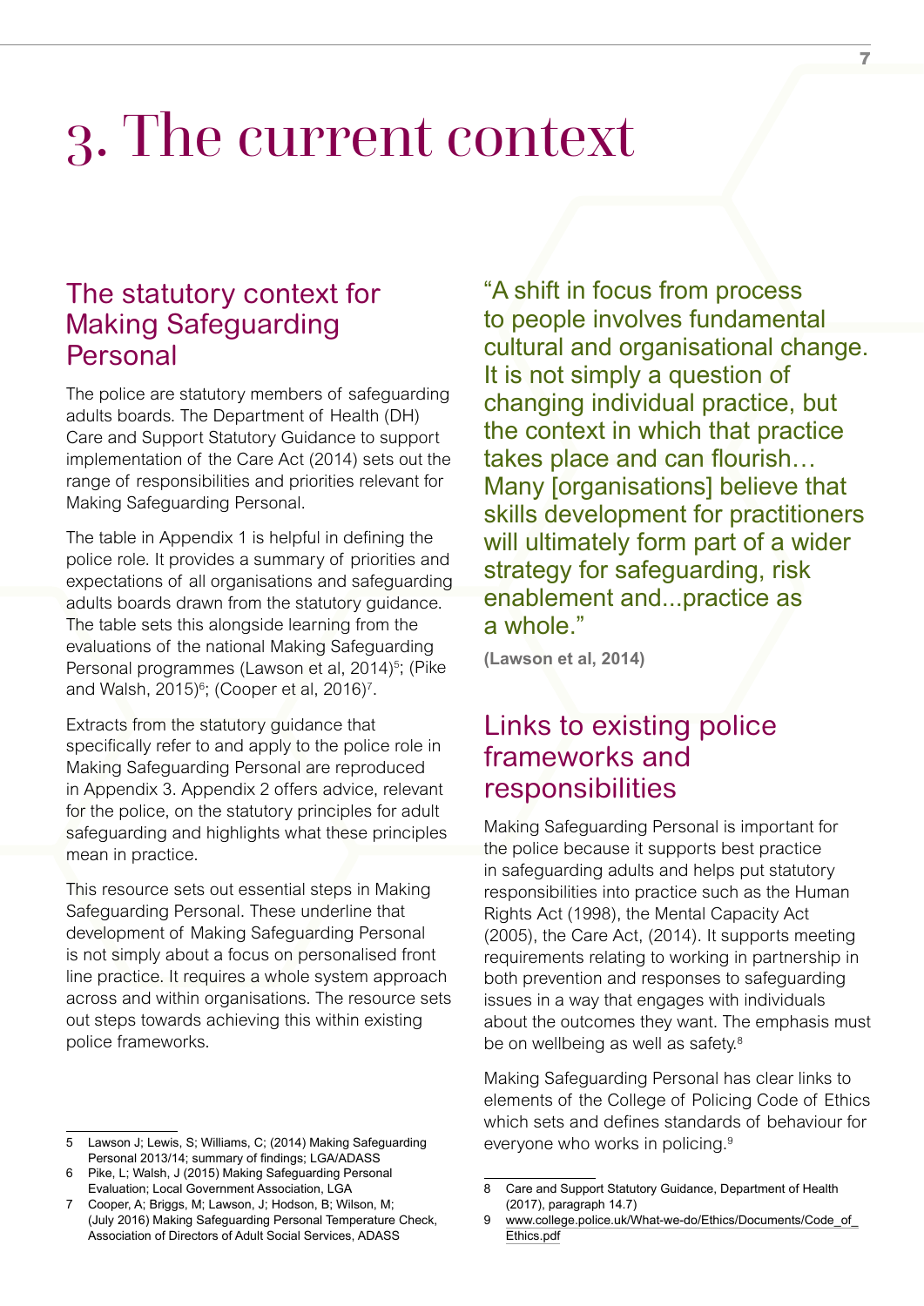# 3. The current context

## The statutory context for Making Safeguarding Personal

The police are statutory members of safeguarding adults boards. The Department of Health (DH) Care and Support Statutory Guidance to support implementation of the Care Act (2014) sets out the range of responsibilities and priorities relevant for Making Safeguarding Personal.

The table in Appendix 1 is helpful in defining the police role. It provides a summary of priorities and expectations of all organisations and safeguarding adults boards drawn from the statutory guidance. The table sets this alongside learning from the evaluations of the national Making Safeguarding Personal programmes (Lawson et al, 2014)[5]; (Pike and Walsh, 2015)[6]; (Cooper et al, 2016)[7].

Extracts from the statutory guidance that specifically refer to and apply to the police role in Making Safeguarding Personal are reproduced in Appendix 3. Appendix 2 offers advice, relevant for the police, on the statutory principles for adult safeguarding and highlights what these principles mean in practice.

This resource sets out essential steps in Making Safeguarding Personal. These underline that development of Making Safeguarding Personal is not simply about a focus on personalised front line practice. It requires a whole system approach across and within organisations. The resource sets out steps towards achieving this within existing police frameworks.

> "A shift in focus from process to people involves fundamental cultural and organisational change. It is not simply a question of changing individual practice, but the context in which that practice takes place and can flourish… Many [organisations] believe that skills development for practitioners will ultimately form part of a wider strategy for safeguarding, risk enablement and...practice as a whole."
>
> **(Lawson et al, 2014)**

## Links to existing police frameworks and responsibilities

Making Safeguarding Personal is important for the police because it supports best practice in safeguarding adults and helps put statutory responsibilities into practice such as the Human Rights Act (1998), the Mental Capacity Act (2005), the Care Act, (2014). It supports meeting requirements relating to working in partnership in both prevention and responses to safeguarding issues in a way that engages with individuals about the outcomes they want. The emphasis must be on wellbeing as well as safety.[8]

Making Safeguarding Personal has clear links to elements of the College of Policing Code of Ethics which sets and defines standards of behaviour for everyone who works in policing.[9]

---

5 Lawson J; Lewis, S; Williams, C; (2014) Making Safeguarding Personal 2013/14; summary of findings; LGA/ADASS

6 Pike, L; Walsh, J (2015) Making Safeguarding Personal Evaluation; Local Government Association, LGA

7 Cooper, A; Briggs, M; Lawson, J; Hodson, B; Wilson, M; (July 2016) Making Safeguarding Personal Temperature Check, Association of Directors of Adult Social Services, ADASS

8 Care and Support Statutory Guidance, Department of Health (2017), paragraph 14.7)

9 www.college.police.uk/What-we-do/Ethics/Documents/Code_of_Ethics.pdf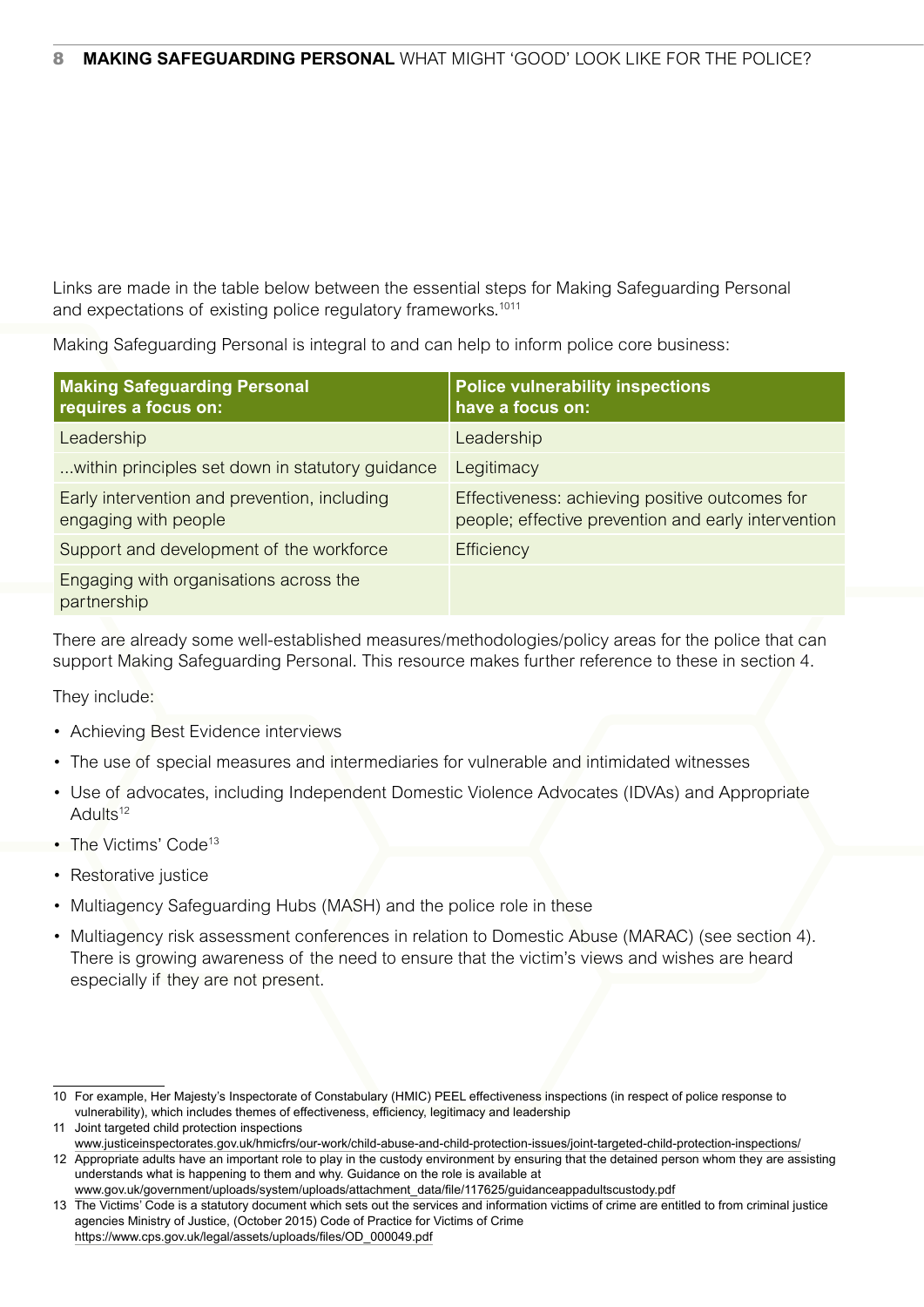Links are made in the table below between the essential steps for Making Safeguarding Personal and expectations of existing police regulatory frameworks.[10][11]

Making Safeguarding Personal is integral to and can help to inform police core business:

| Making Safeguarding Personal requires a focus on: | Police vulnerability inspections have a focus on: |
|---|---|
| Leadership | Leadership |
| ...within principles set down in statutory guidance | Legitimacy |
| Early intervention and prevention, including engaging with people | Effectiveness: achieving positive outcomes for people; effective prevention and early intervention |
| Support and development of the workforce | Efficiency |
| Engaging with organisations across the partnership | |

There are already some well-established measures/methodologies/policy areas for the police that can support Making Safeguarding Personal. This resource makes further reference to these in section 4.

They include:

- Achieving Best Evidence interviews
- The use of special measures and intermediaries for vulnerable and intimidated witnesses
- Use of advocates, including Independent Domestic Violence Advocates (IDVAs) and Appropriate Adults[12]
- The Victims' Code[13]
- Restorative justice
- Multiagency Safeguarding Hubs (MASH) and the police role in these
- Multiagency risk assessment conferences in relation to Domestic Abuse (MARAC) (see section 4). There is growing awareness of the need to ensure that the victim's views and wishes are heard especially if they are not present.

---

10 For example, Her Majesty's Inspectorate of Constabulary (HMIC) PEEL effectiveness inspections (in respect of police response to vulnerability), which includes themes of effectiveness, efficiency, legitimacy and leadership

11 Joint targeted child protection inspections www.justiceinspectorates.gov.uk/hmicfrs/our-work/child-abuse-and-child-protection-issues/joint-targeted-child-protection-inspections/

12 Appropriate adults have an important role to play in the custody environment by ensuring that the detained person whom they are assisting understands what is happening to them and why. Guidance on the role is available at www.gov.uk/government/uploads/system/uploads/attachment_data/file/117625/guidanceappadultscustody.pdf

13 The Victims' Code is a statutory document which sets out the services and information victims of crime are entitled to from criminal justice agencies Ministry of Justice, (October 2015) Code of Practice for Victims of Crime https://www.cps.gov.uk/legal/assets/uploads/files/OD_000049.pdf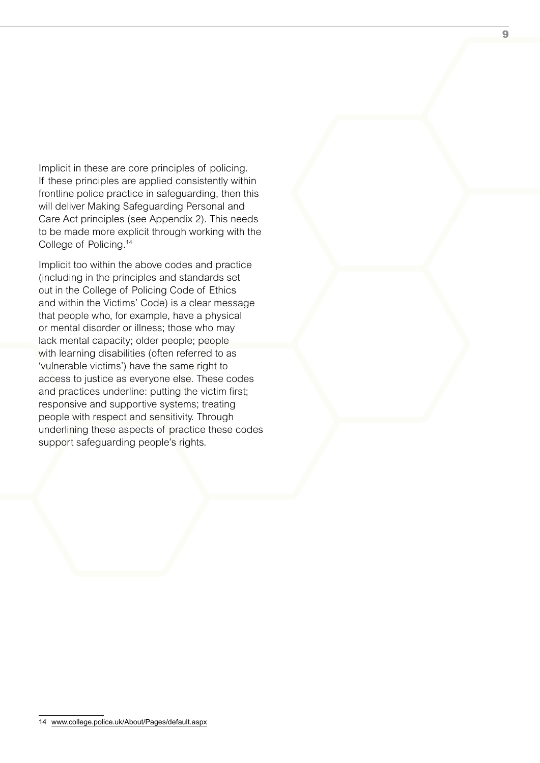Implicit in these are core principles of policing. If these principles are applied consistently within frontline police practice in safeguarding, then this will deliver Making Safeguarding Personal and Care Act principles (see Appendix 2). This needs to be made more explicit through working with the College of Policing.[14]

Implicit too within the above codes and practice (including in the principles and standards set out in the College of Policing Code of Ethics and within the Victims' Code) is a clear message that people who, for example, have a physical or mental disorder or illness; those who may lack mental capacity; older people; people with learning disabilities (often referred to as 'vulnerable victims') have the same right to access to justice as everyone else. These codes and practices underline: putting the victim first; responsive and supportive systems; treating people with respect and sensitivity. Through underlining these aspects of practice these codes support safeguarding people's rights.

14 www.college.police.uk/About/Pages/default.aspx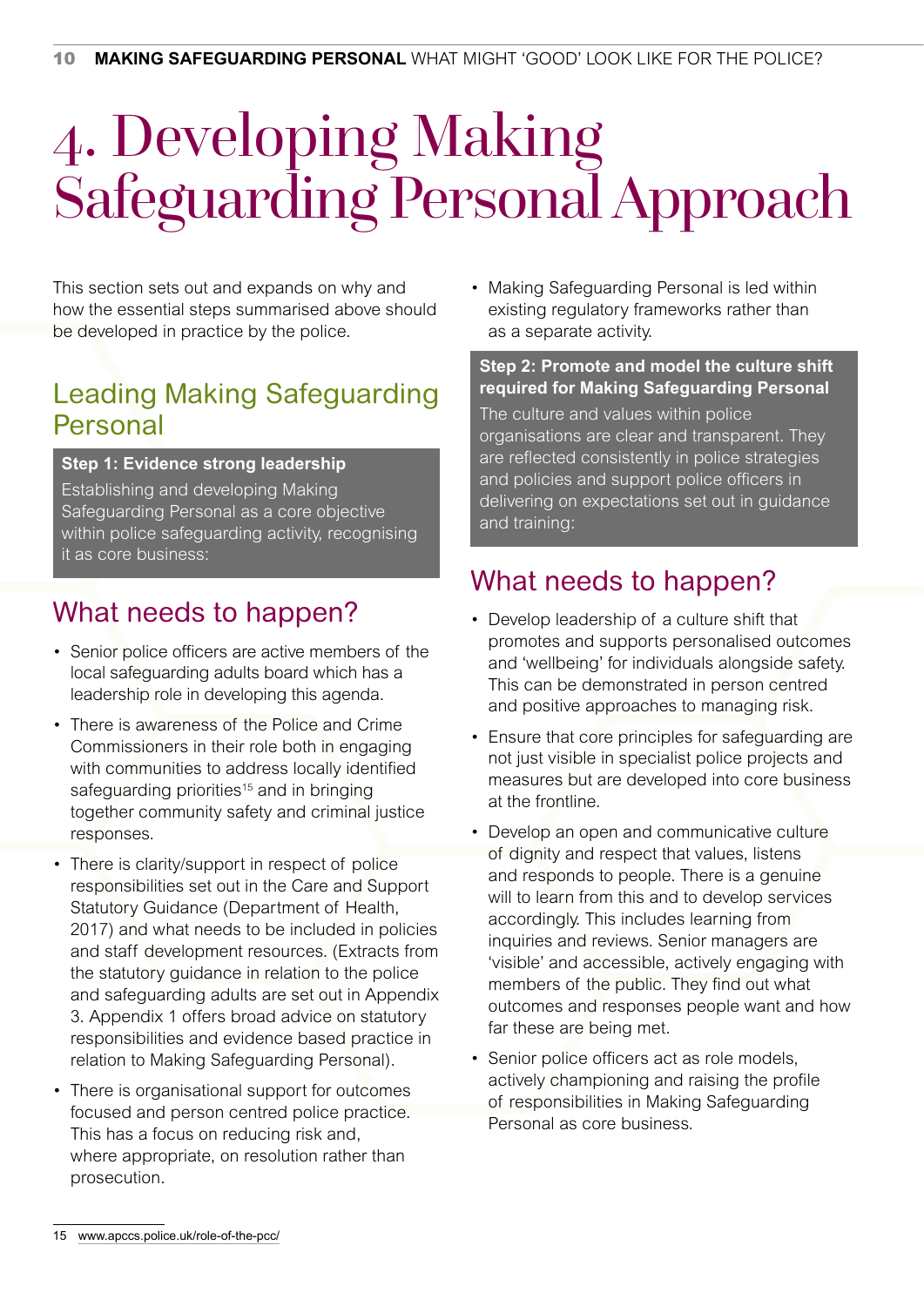# 4. Developing Making Safeguarding Personal Approach

This section sets out and expands on why and how the essential steps summarised above should be developed in practice by the police.

## Leading Making Safeguarding Personal

**Step 1: Evidence strong leadership**

Establishing and developing Making Safeguarding Personal as a core objective within police safeguarding activity, recognising it as core business:

### What needs to happen?

- Senior police officers are active members of the local safeguarding adults board which has a leadership role in developing this agenda.
- There is awareness of the Police and Crime Commissioners in their role both in engaging with communities to address locally identified safeguarding priorities[15] and in bringing together community safety and criminal justice responses.
- There is clarity/support in respect of police responsibilities set out in the Care and Support Statutory Guidance (Department of Health, 2017) and what needs to be included in policies and staff development resources. (Extracts from the statutory guidance in relation to the police and safeguarding adults are set out in Appendix 3. Appendix 1 offers broad advice on statutory responsibilities and evidence based practice in relation to Making Safeguarding Personal).
- There is organisational support for outcomes focused and person centred police practice. This has a focus on reducing risk and, where appropriate, on resolution rather than prosecution.
- Making Safeguarding Personal is led within existing regulatory frameworks rather than as a separate activity.

**Step 2: Promote and model the culture shift required for Making Safeguarding Personal**

The culture and values within police organisations are clear and transparent. They are reflected consistently in police strategies and policies and support police officers in delivering on expectations set out in guidance and training:

### What needs to happen?

- Develop leadership of a culture shift that promotes and supports personalised outcomes and 'wellbeing' for individuals alongside safety. This can be demonstrated in person centred and positive approaches to managing risk.
- Ensure that core principles for safeguarding are not just visible in specialist police projects and measures but are developed into core business at the frontline.
- Develop an open and communicative culture of dignity and respect that values, listens and responds to people. There is a genuine will to learn from this and to develop services accordingly. This includes learning from inquiries and reviews. Senior managers are 'visible' and accessible, actively engaging with members of the public. They find out what outcomes and responses people want and how far these are being met.
- Senior police officers act as role models, actively championing and raising the profile of responsibilities in Making Safeguarding Personal as core business.

---

15 www.apccs.police.uk/role-of-the-pcc/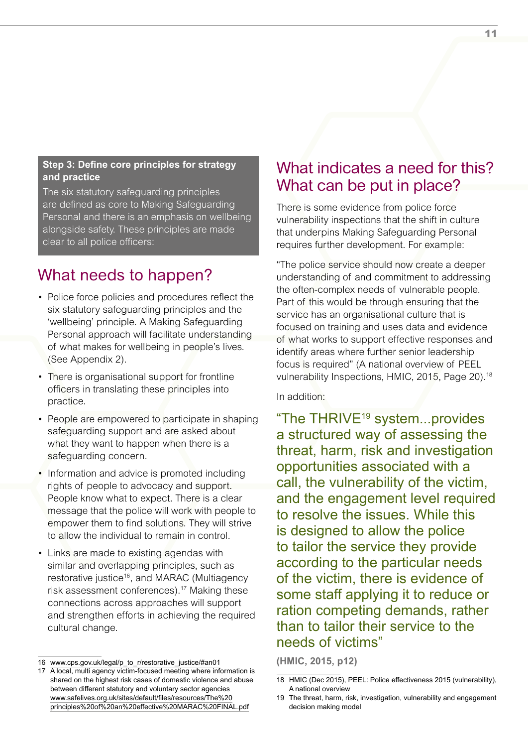**Step 3: Define core principles for strategy and practice**

The six statutory safeguarding principles are defined as core to Making Safeguarding Personal and there is an emphasis on wellbeing alongside safety. These principles are made clear to all police officers:

## What needs to happen?

- Police force policies and procedures reflect the six statutory safeguarding principles and the 'wellbeing' principle. A Making Safeguarding Personal approach will facilitate understanding of what makes for wellbeing in people's lives. (See Appendix 2).
- There is organisational support for frontline officers in translating these principles into practice.
- People are empowered to participate in shaping safeguarding support and are asked about what they want to happen when there is a safeguarding concern.
- Information and advice is promoted including rights of people to advocacy and support. People know what to expect. There is a clear message that the police will work with people to empower them to find solutions. They will strive to allow the individual to remain in control.
- Links are made to existing agendas with similar and overlapping principles, such as restorative justice[16], and MARAC (Multiagency risk assessment conferences).[17] Making these connections across approaches will support and strengthen efforts in achieving the required cultural change.

## What indicates a need for this? What can be put in place?

There is some evidence from police force vulnerability inspections that the shift in culture that underpins Making Safeguarding Personal requires further development. For example:

"The police service should now create a deeper understanding of and commitment to addressing the often-complex needs of vulnerable people. Part of this would be through ensuring that the service has an organisational culture that is focused on training and uses data and evidence of what works to support effective responses and identify areas where further senior leadership focus is required" (A national overview of PEEL vulnerability Inspections, HMIC, 2015, Page 20).[18]

In addition:

> "The THRIVE[19] system...provides a structured way of assessing the threat, harm, risk and investigation opportunities associated with a call, the vulnerability of the victim, and the engagement level required to resolve the issues. While this is designed to allow the police to tailor the service they provide according to the particular needs of the victim, there is evidence of some staff applying it to reduce or ration competing demands, rather than to tailor their service to the needs of victims"
>
> **(HMIC, 2015, p12)**

---

16 www.cps.gov.uk/legal/p_to_r/restorative_justice/#an01

17 A local, multi agency victim-focused meeting where information is shared on the highest risk cases of domestic violence and abuse between different statutory and voluntary sector agencies www.safelives.org.uk/sites/default/files/resources/The%20principles%20of%20an%20effective%20MARAC%20FINAL.pdf

18 HMIC (Dec 2015), PEEL: Police effectiveness 2015 (vulnerability), A national overview

19 The threat, harm, risk, investigation, vulnerability and engagement decision making model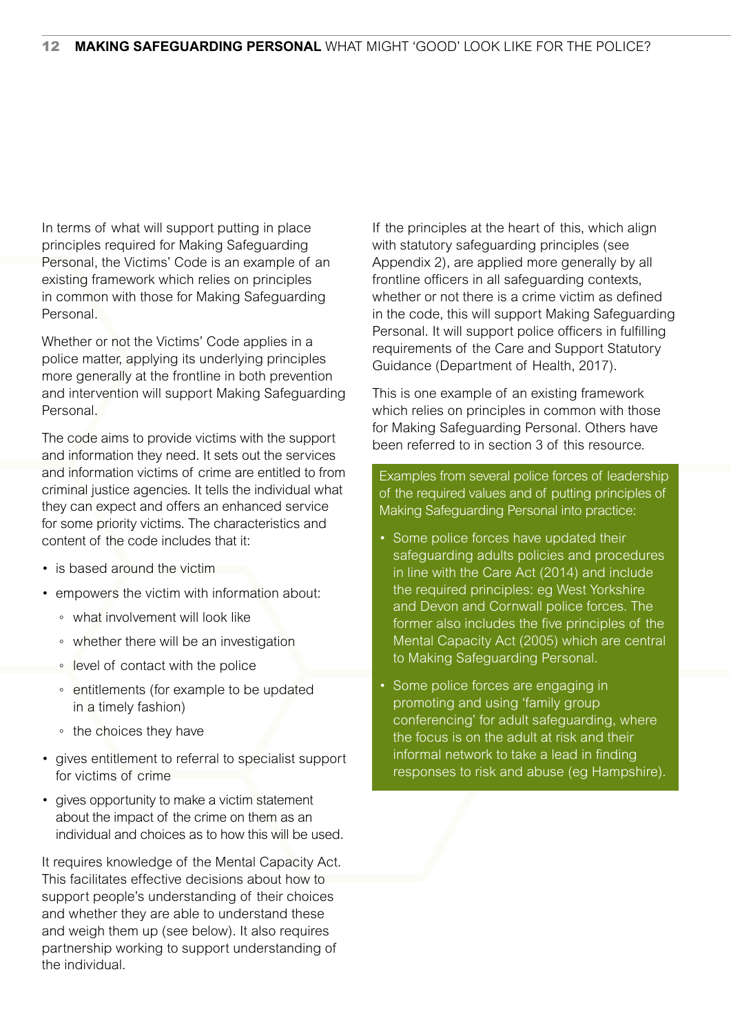In terms of what will support putting in place principles required for Making Safeguarding Personal, the Victims' Code is an example of an existing framework which relies on principles in common with those for Making Safeguarding Personal.

Whether or not the Victims' Code applies in a police matter, applying its underlying principles more generally at the frontline in both prevention and intervention will support Making Safeguarding Personal.

The code aims to provide victims with the support and information they need. It sets out the services and information victims of crime are entitled to from criminal justice agencies. It tells the individual what they can expect and offers an enhanced service for some priority victims. The characteristics and content of the code includes that it:

- is based around the victim
- empowers the victim with information about:
  - what involvement will look like
  - whether there will be an investigation
  - level of contact with the police
  - entitlements (for example to be updated in a timely fashion)
  - the choices they have
- gives entitlement to referral to specialist support for victims of crime
- gives opportunity to make a victim statement about the impact of the crime on them as an individual and choices as to how this will be used.

It requires knowledge of the Mental Capacity Act. This facilitates effective decisions about how to support people's understanding of their choices and whether they are able to understand these and weigh them up (see below). It also requires partnership working to support understanding of the individual.

If the principles at the heart of this, which align with statutory safeguarding principles (see Appendix 2), are applied more generally by all frontline officers in all safeguarding contexts, whether or not there is a crime victim as defined in the code, this will support Making Safeguarding Personal. It will support police officers in fulfilling requirements of the Care and Support Statutory Guidance (Department of Health, 2017).

This is one example of an existing framework which relies on principles in common with those for Making Safeguarding Personal. Others have been referred to in section 3 of this resource.

Examples from several police forces of leadership of the required values and of putting principles of Making Safeguarding Personal into practice:

- Some police forces have updated their safeguarding adults policies and procedures in line with the Care Act (2014) and include the required principles: eg West Yorkshire and Devon and Cornwall police forces. The former also includes the five principles of the Mental Capacity Act (2005) which are central to Making Safeguarding Personal.
- Some police forces are engaging in promoting and using 'family group conferencing' for adult safeguarding, where the focus is on the adult at risk and their informal network to take a lead in finding responses to risk and abuse (eg Hampshire).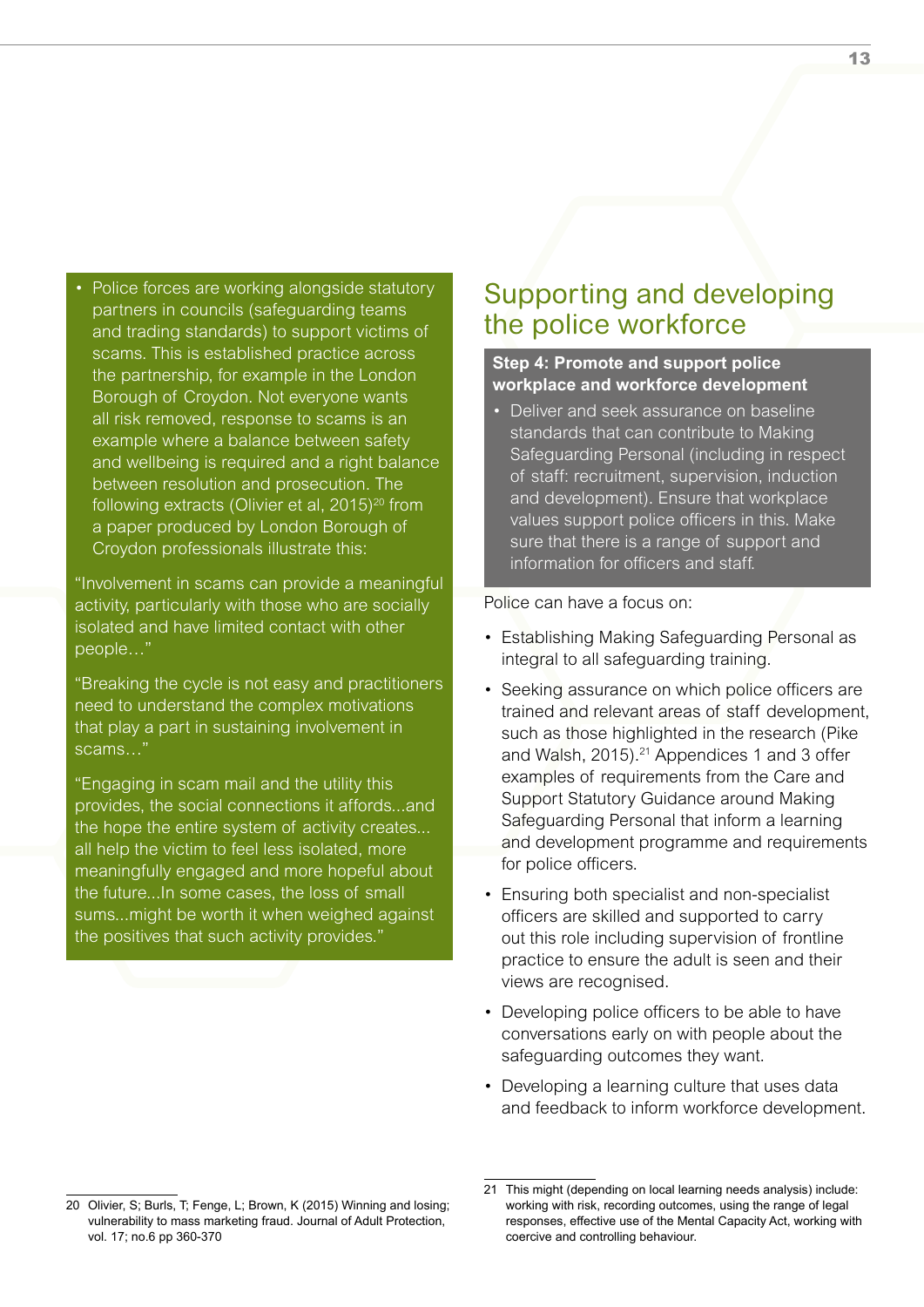- Police forces are working alongside statutory partners in councils (safeguarding teams and trading standards) to support victims of scams. This is established practice across the partnership, for example in the London Borough of Croydon. Not everyone wants all risk removed, response to scams is an example where a balance between safety and wellbeing is required and a right balance between resolution and prosecution. The following extracts (Olivier et al, 2015)[20] from a paper produced by London Borough of Croydon professionals illustrate this:

"Involvement in scams can provide a meaningful activity, particularly with those who are socially isolated and have limited contact with other people…"

"Breaking the cycle is not easy and practitioners need to understand the complex motivations that play a part in sustaining involvement in scams…"

"Engaging in scam mail and the utility this provides, the social connections it affords...and the hope the entire system of activity creates... all help the victim to feel less isolated, more meaningfully engaged and more hopeful about the future...In some cases, the loss of small sums...might be worth it when weighed against the positives that such activity provides."

## Supporting and developing the police workforce

**Step 4: Promote and support police workplace and workforce development**

- Deliver and seek assurance on baseline standards that can contribute to Making Safeguarding Personal (including in respect of staff: recruitment, supervision, induction and development). Ensure that workplace values support police officers in this. Make sure that there is a range of support and information for officers and staff.

Police can have a focus on:

- Establishing Making Safeguarding Personal as integral to all safeguarding training.
- Seeking assurance on which police officers are trained and relevant areas of staff development, such as those highlighted in the research (Pike and Walsh, 2015).[21] Appendices 1 and 3 offer examples of requirements from the Care and Support Statutory Guidance around Making Safeguarding Personal that inform a learning and development programme and requirements for police officers.
- Ensuring both specialist and non-specialist officers are skilled and supported to carry out this role including supervision of frontline practice to ensure the adult is seen and their views are recognised.
- Developing police officers to be able to have conversations early on with people about the safeguarding outcomes they want.
- Developing a learning culture that uses data and feedback to inform workforce development.

---

20 Olivier, S; Burls, T; Fenge, L; Brown, K (2015) Winning and losing; vulnerability to mass marketing fraud. Journal of Adult Protection, vol. 17; no.6 pp 360-370

21 This might (depending on local learning needs analysis) include: working with risk, recording outcomes, using the range of legal responses, effective use of the Mental Capacity Act, working with coercive and controlling behaviour.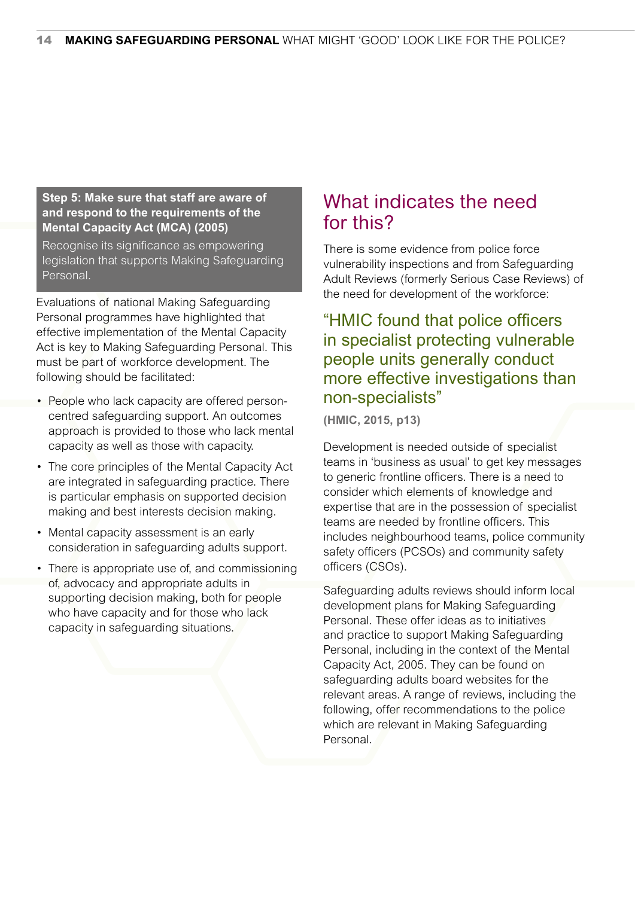**Step 5: Make sure that staff are aware of and respond to the requirements of the Mental Capacity Act (MCA) (2005)**

Recognise its significance as empowering legislation that supports Making Safeguarding Personal.

Evaluations of national Making Safeguarding Personal programmes have highlighted that effective implementation of the Mental Capacity Act is key to Making Safeguarding Personal. This must be part of workforce development. The following should be facilitated:

- People who lack capacity are offered person-centred safeguarding support. An outcomes approach is provided to those who lack mental capacity as well as those with capacity.
- The core principles of the Mental Capacity Act are integrated in safeguarding practice. There is particular emphasis on supported decision making and best interests decision making.
- Mental capacity assessment is an early consideration in safeguarding adults support.
- There is appropriate use of, and commissioning of, advocacy and appropriate adults in supporting decision making, both for people who have capacity and for those who lack capacity in safeguarding situations.

## What indicates the need for this?

There is some evidence from police force vulnerability inspections and from Safeguarding Adult Reviews (formerly Serious Case Reviews) of the need for development of the workforce:

> "HMIC found that police officers in specialist protecting vulnerable people units generally conduct more effective investigations than non-specialists"
>
> **(HMIC, 2015, p13)**

Development is needed outside of specialist teams in 'business as usual' to get key messages to generic frontline officers. There is a need to consider which elements of knowledge and expertise that are in the possession of specialist teams are needed by frontline officers. This includes neighbourhood teams, police community safety officers (PCSOs) and community safety officers (CSOs).

Safeguarding adults reviews should inform local development plans for Making Safeguarding Personal. These offer ideas as to initiatives and practice to support Making Safeguarding Personal, including in the context of the Mental Capacity Act, 2005. They can be found on safeguarding adults board websites for the relevant areas. A range of reviews, including the following, offer recommendations to the police which are relevant in Making Safeguarding Personal.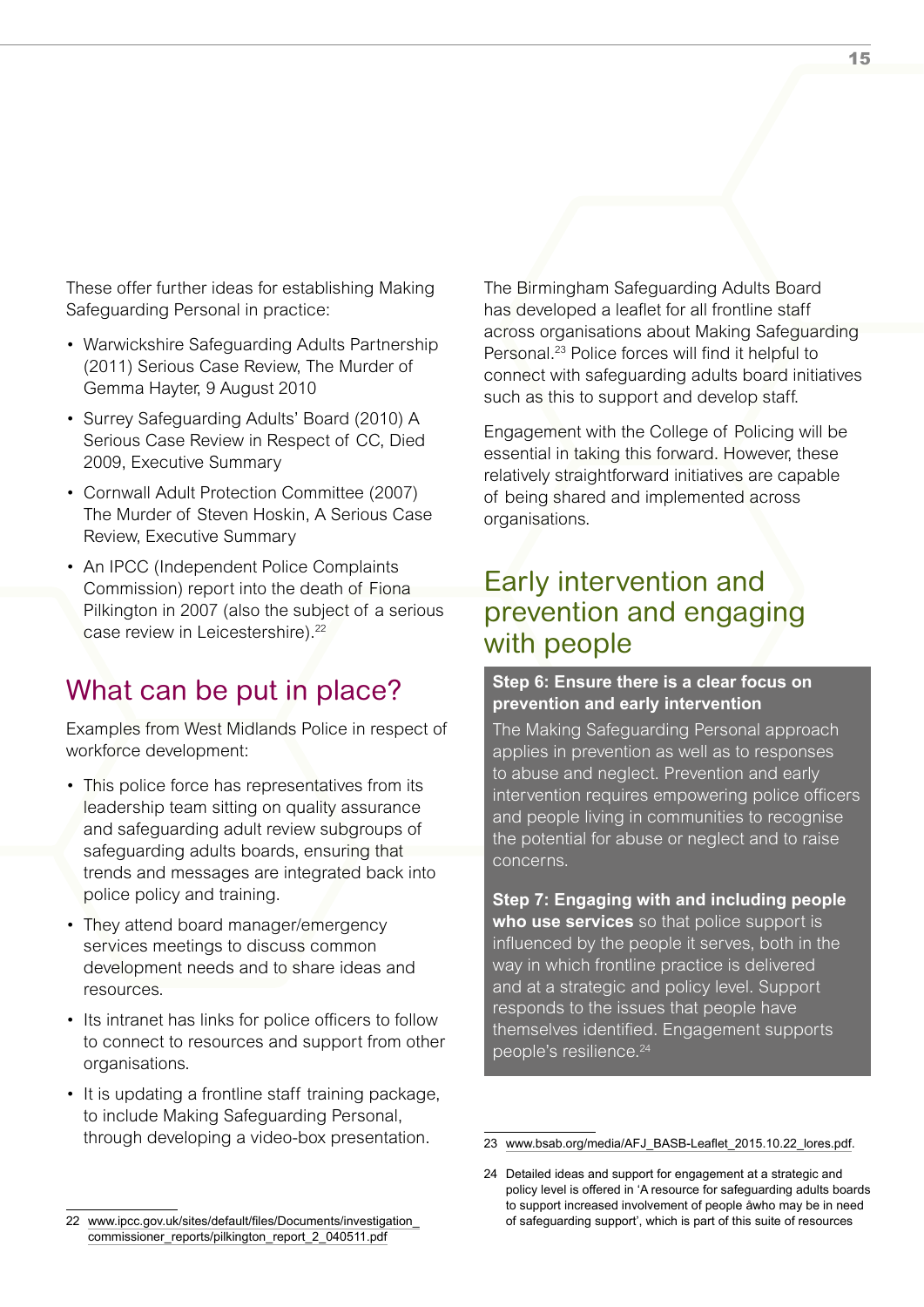These offer further ideas for establishing Making Safeguarding Personal in practice:

- Warwickshire Safeguarding Adults Partnership (2011) Serious Case Review, The Murder of Gemma Hayter, 9 August 2010
- Surrey Safeguarding Adults' Board (2010) A Serious Case Review in Respect of CC, Died 2009, Executive Summary
- Cornwall Adult Protection Committee (2007) The Murder of Steven Hoskin, A Serious Case Review, Executive Summary
- An IPCC (Independent Police Complaints Commission) report into the death of Fiona Pilkington in 2007 (also the subject of a serious case review in Leicestershire).[22]

## What can be put in place?

Examples from West Midlands Police in respect of workforce development:

- This police force has representatives from its leadership team sitting on quality assurance and safeguarding adult review subgroups of safeguarding adults boards, ensuring that trends and messages are integrated back into police policy and training.
- They attend board manager/emergency services meetings to discuss common development needs and to share ideas and resources.
- Its intranet has links for police officers to follow to connect to resources and support from other organisations.
- It is updating a frontline staff training package, to include Making Safeguarding Personal, through developing a video-box presentation.

The Birmingham Safeguarding Adults Board has developed a leaflet for all frontline staff across organisations about Making Safeguarding Personal.[23] Police forces will find it helpful to connect with safeguarding adults board initiatives such as this to support and develop staff.

Engagement with the College of Policing will be essential in taking this forward. However, these relatively straightforward initiatives are capable of being shared and implemented across organisations.

## Early intervention and prevention and engaging with people

**Step 6: Ensure there is a clear focus on prevention and early intervention**

The Making Safeguarding Personal approach applies in prevention as well as to responses to abuse and neglect. Prevention and early intervention requires empowering police officers and people living in communities to recognise the potential for abuse or neglect and to raise concerns.

**Step 7: Engaging with and including people who use services** so that police support is influenced by the people it serves, both in the way in which frontline practice is delivered and at a strategic and policy level. Support responds to the issues that people have themselves identified. Engagement supports people's resilience.[24]

---

22 www.ipcc.gov.uk/sites/default/files/Documents/investigation_commissioner_reports/pilkington_report_2_040511.pdf

23 www.bsab.org/media/AFJ_BASB-Leaflet_2015.10.22_lores.pdf.

24 Detailed ideas and support for engagement at a strategic and policy level is offered in 'A resource for safeguarding adults boards to support increased involvement of people åwho may be in need of safeguarding support', which is part of this suite of resources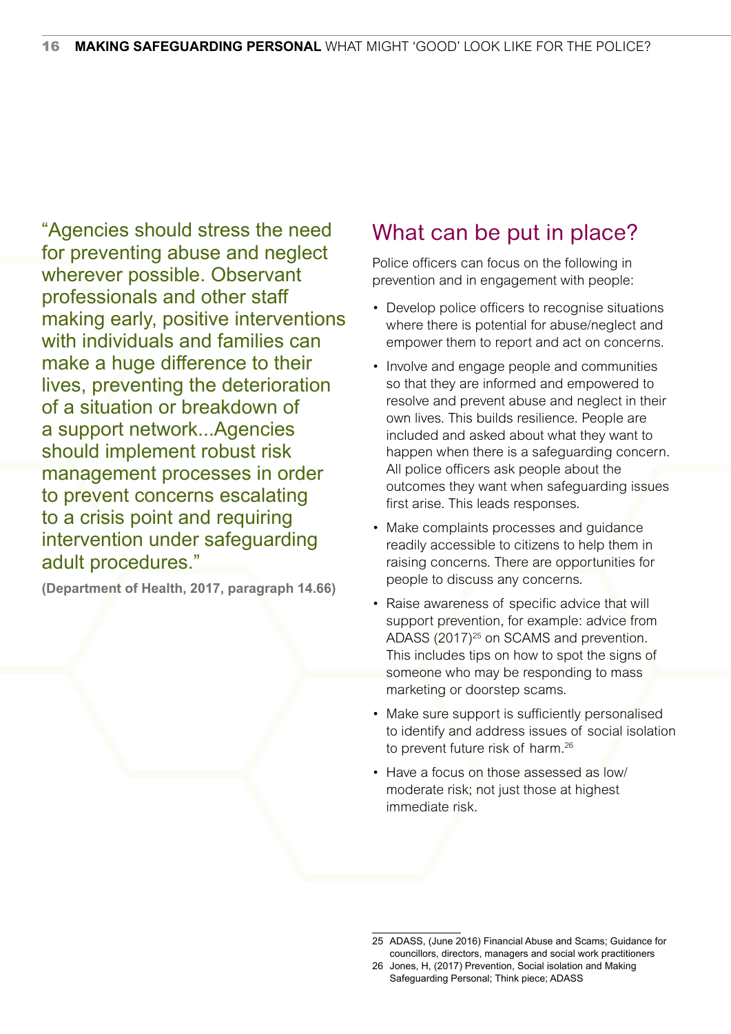"Agencies should stress the need for preventing abuse and neglect wherever possible. Observant professionals and other staff making early, positive interventions with individuals and families can make a huge difference to their lives, preventing the deterioration of a situation or breakdown of a support network...Agencies should implement robust risk management processes in order to prevent concerns escalating to a crisis point and requiring intervention under safeguarding adult procedures."

**(Department of Health, 2017, paragraph 14.66)**

## What can be put in place?

Police officers can focus on the following in prevention and in engagement with people:

- Develop police officers to recognise situations where there is potential for abuse/neglect and empower them to report and act on concerns.
- Involve and engage people and communities so that they are informed and empowered to resolve and prevent abuse and neglect in their own lives. This builds resilience. People are included and asked about what they want to happen when there is a safeguarding concern. All police officers ask people about the outcomes they want when safeguarding issues first arise. This leads responses.
- Make complaints processes and guidance readily accessible to citizens to help them in raising concerns. There are opportunities for people to discuss any concerns.
- Raise awareness of specific advice that will support prevention, for example: advice from ADASS (2017)[25] on SCAMS and prevention. This includes tips on how to spot the signs of someone who may be responding to mass marketing or doorstep scams.
- Make sure support is sufficiently personalised to identify and address issues of social isolation to prevent future risk of harm.[26]
- Have a focus on those assessed as low/ moderate risk; not just those at highest immediate risk.

---

25 ADASS, (June 2016) Financial Abuse and Scams; Guidance for councillors, directors, managers and social work practitioners

26 Jones, H, (2017) Prevention, Social isolation and Making Safeguarding Personal; Think piece; ADASS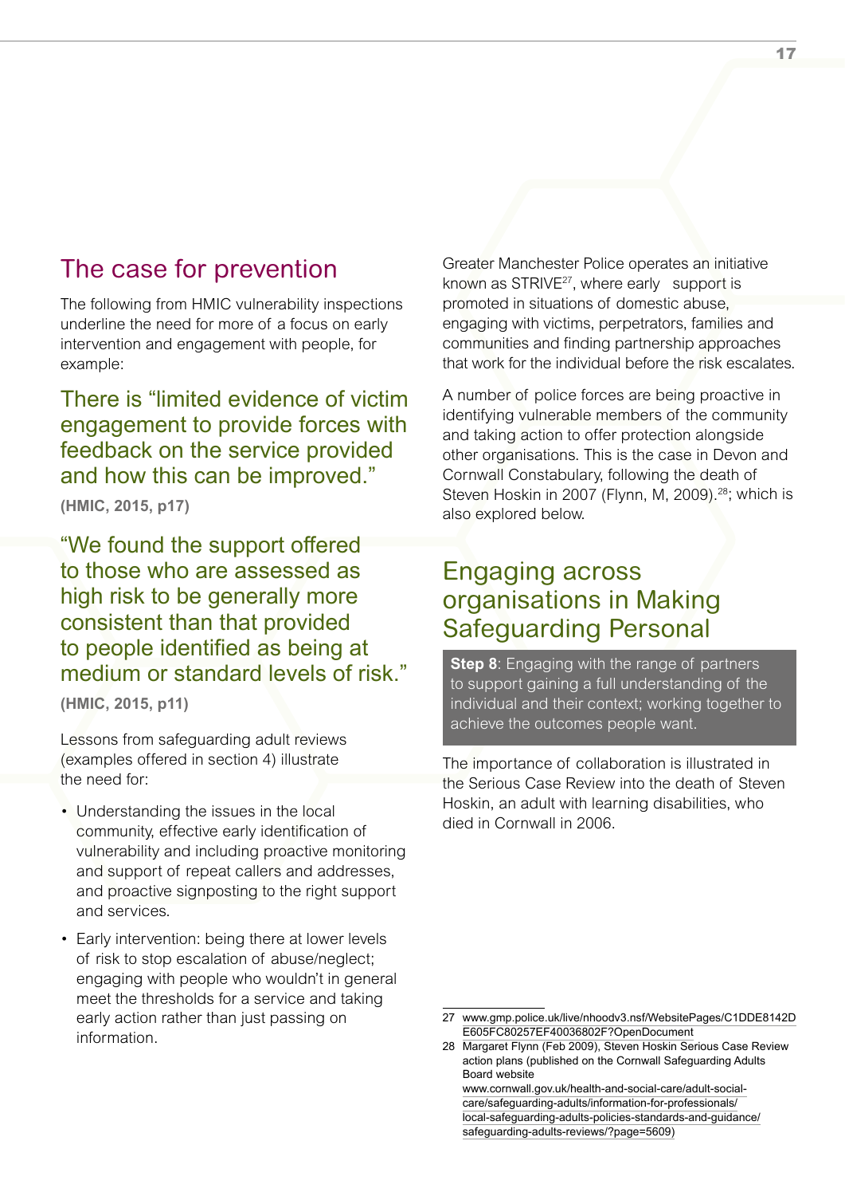## The case for prevention

The following from HMIC vulnerability inspections underline the need for more of a focus on early intervention and engagement with people, for example:

> There is "limited evidence of victim engagement to provide forces with feedback on the service provided and how this can be improved."
>
> **(HMIC, 2015, p17)**

> "We found the support offered to those who are assessed as high risk to be generally more consistent than that provided to people identified as being at medium or standard levels of risk."
>
> **(HMIC, 2015, p11)**

Lessons from safeguarding adult reviews (examples offered in section 4) illustrate the need for:

- Understanding the issues in the local community, effective early identification of vulnerability and including proactive monitoring and support of repeat callers and addresses, and proactive signposting to the right support and services.
- Early intervention: being there at lower levels of risk to stop escalation of abuse/neglect; engaging with people who wouldn't in general meet the thresholds for a service and taking early action rather than just passing on information.

Greater Manchester Police operates an initiative known as STRIVE[27], where early support is promoted in situations of domestic abuse, engaging with victims, perpetrators, families and communities and finding partnership approaches that work for the individual before the risk escalates.

A number of police forces are being proactive in identifying vulnerable members of the community and taking action to offer protection alongside other organisations. This is the case in Devon and Cornwall Constabulary, following the death of Steven Hoskin in 2007 (Flynn, M, 2009).[28]; which is also explored below.

## Engaging across organisations in Making Safeguarding Personal

**Step 8**: Engaging with the range of partners to support gaining a full understanding of the individual and their context; working together to achieve the outcomes people want.

The importance of collaboration is illustrated in the Serious Case Review into the death of Steven Hoskin, an adult with learning disabilities, who died in Cornwall in 2006.

---

27 www.gmp.police.uk/live/nhoodv3.nsf/WebsitePages/C1DDE8142DE605FC80257EF40036802F?OpenDocument

28 Margaret Flynn (Feb 2009), Steven Hoskin Serious Case Review action plans (published on the Cornwall Safeguarding Adults Board website www.cornwall.gov.uk/health-and-social-care/adult-social-care/safeguarding-adults/information-for-professionals/local-safeguarding-adults-policies-standards-and-guidance/safeguarding-adults-reviews/?page=5609)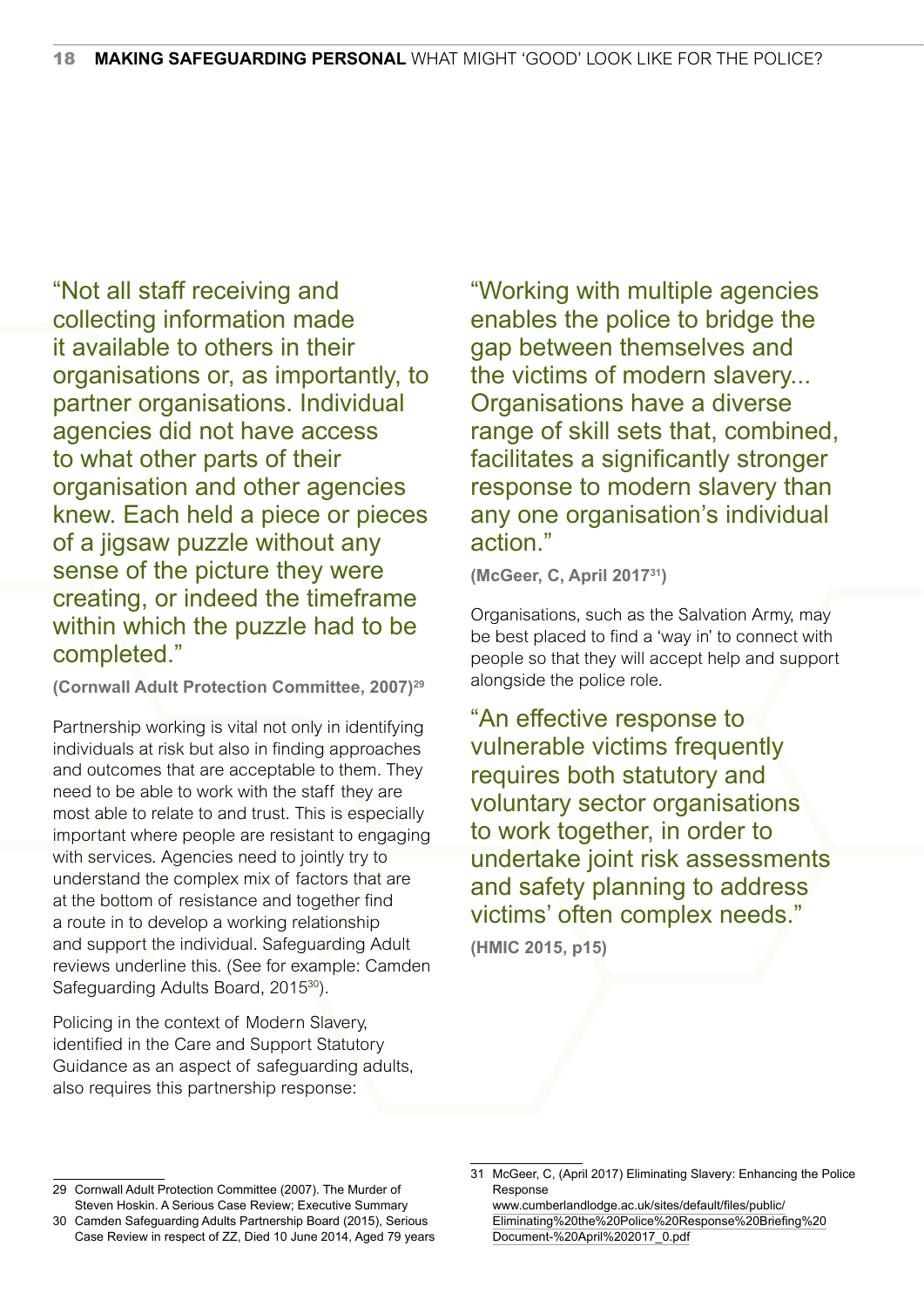> "Not all staff receiving and collecting information made it available to others in their organisations or, as importantly, to partner organisations. Individual agencies did not have access to what other parts of their organisation and other agencies knew. Each held a piece or pieces of a jigsaw puzzle without any sense of the picture they were creating, or indeed the timeframe within which the puzzle had to be completed."
>
> **(Cornwall Adult Protection Committee, 2007)[29]**

Partnership working is vital not only in identifying individuals at risk but also in finding approaches and outcomes that are acceptable to them. They need to be able to work with the staff they are most able to relate to and trust. This is especially important where people are resistant to engaging with services. Agencies need to jointly try to understand the complex mix of factors that are at the bottom of resistance and together find a route in to develop a working relationship and support the individual. Safeguarding Adult reviews underline this. (See for example: Camden Safeguarding Adults Board, 2015[30]).

Policing in the context of Modern Slavery, identified in the Care and Support Statutory Guidance as an aspect of safeguarding adults, also requires this partnership response:

> "Working with multiple agencies enables the police to bridge the gap between themselves and the victims of modern slavery... Organisations have a diverse range of skill sets that, combined, facilitates a significantly stronger response to modern slavery than any one organisation's individual action."
>
> **(McGeer, C, April 2017[31])**

Organisations, such as the Salvation Army, may be best placed to find a 'way in' to connect with people so that they will accept help and support alongside the police role.

> "An effective response to vulnerable victims frequently requires both statutory and voluntary sector organisations to work together, in order to undertake joint risk assessments and safety planning to address victims' often complex needs."
>
> **(HMIC 2015, p15)**

---

29 Cornwall Adult Protection Committee (2007). The Murder of Steven Hoskin. A Serious Case Review; Executive Summary

30 Camden Safeguarding Adults Partnership Board (2015), Serious Case Review in respect of ZZ, Died 10 June 2014, Aged 79 years

31 McGeer, C, (April 2017) Eliminating Slavery: Enhancing the Police Response www.cumberlandlodge.ac.uk/sites/default/files/public/Eliminating%20the%20Police%20Response%20Briefing%20Document-%20April%202017_0.pdf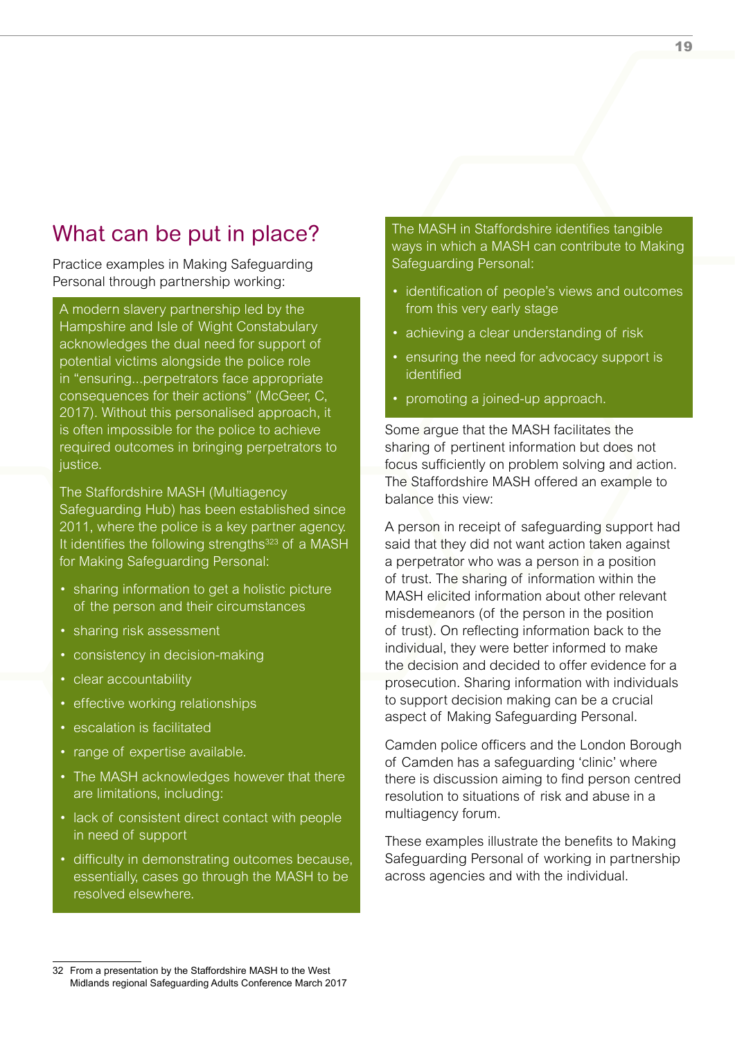## What can be put in place?

Practice examples in Making Safeguarding Personal through partnership working:

A modern slavery partnership led by the Hampshire and Isle of Wight Constabulary acknowledges the dual need for support of potential victims alongside the police role in “ensuring...perpetrators face appropriate consequences for their actions” (McGeer, C, 2017). Without this personalised approach, it is often impossible for the police to achieve required outcomes in bringing perpetrators to justice.

The Staffordshire MASH (Multiagency Safeguarding Hub) has been established since 2011, where the police is a key partner agency. It identifies the following strengths[32] of a MASH for Making Safeguarding Personal:

- sharing information to get a holistic picture of the person and their circumstances
- sharing risk assessment
- consistency in decision-making
- clear accountability
- effective working relationships
- escalation is facilitated
- range of expertise available.
- The MASH acknowledges however that there are limitations, including:
- lack of consistent direct contact with people in need of support
- difficulty in demonstrating outcomes because, essentially, cases go through the MASH to be resolved elsewhere.

The MASH in Staffordshire identifies tangible ways in which a MASH can contribute to Making Safeguarding Personal:

- identification of people’s views and outcomes from this very early stage
- achieving a clear understanding of risk
- ensuring the need for advocacy support is identified
- promoting a joined-up approach.

Some argue that the MASH facilitates the sharing of pertinent information but does not focus sufficiently on problem solving and action. The Staffordshire MASH offered an example to balance this view:

A person in receipt of safeguarding support had said that they did not want action taken against a perpetrator who was a person in a position of trust. The sharing of information within the MASH elicited information about other relevant misdemeanors (of the person in the position of trust). On reflecting information back to the individual, they were better informed to make the decision and decided to offer evidence for a prosecution. Sharing information with individuals to support decision making can be a crucial aspect of Making Safeguarding Personal.

Camden police officers and the London Borough of Camden has a safeguarding ‘clinic’ where there is discussion aiming to find person centred resolution to situations of risk and abuse in a multiagency forum.

These examples illustrate the benefits to Making Safeguarding Personal of working in partnership across agencies and with the individual.

---

32 From a presentation by the Staffordshire MASH to the West Midlands regional Safeguarding Adults Conference March 2017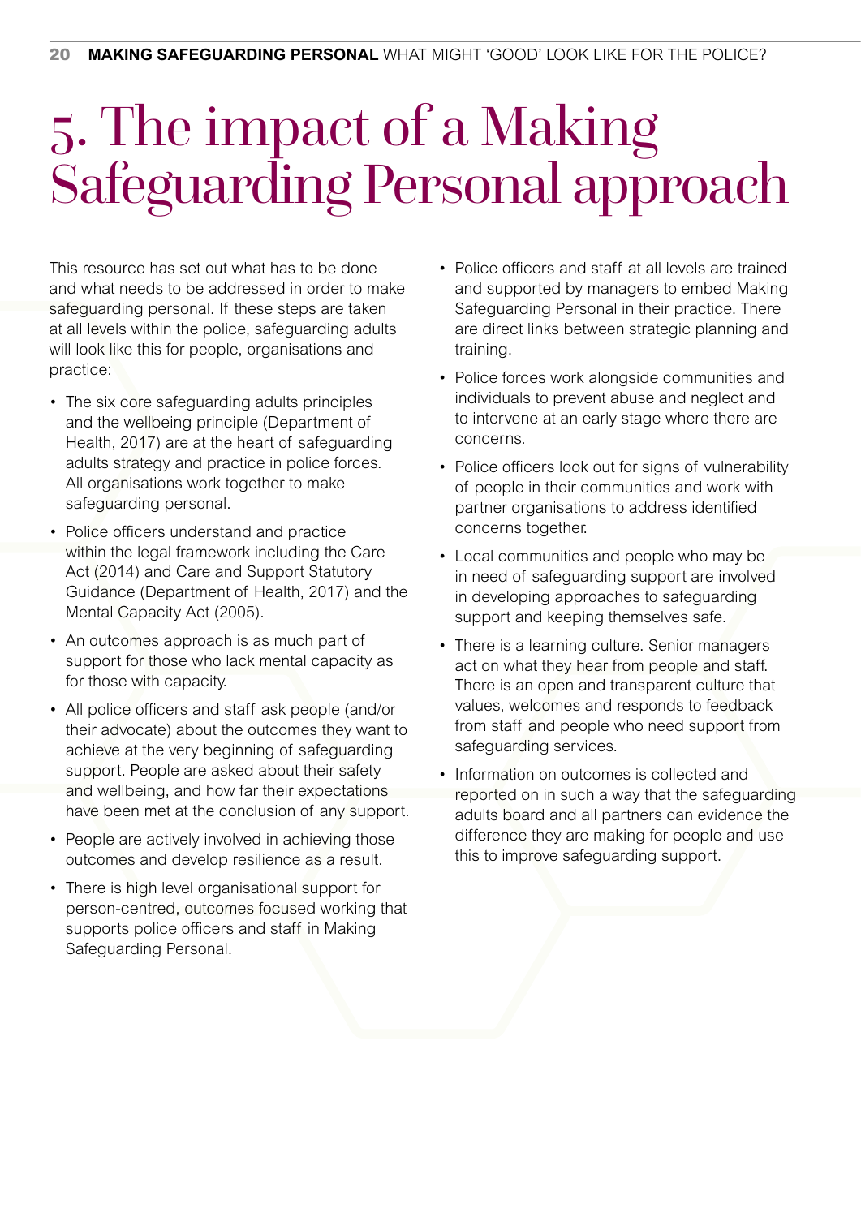# 5. The impact of a Making Safeguarding Personal approach

This resource has set out what has to be done and what needs to be addressed in order to make safeguarding personal. If these steps are taken at all levels within the police, safeguarding adults will look like this for people, organisations and practice:

- The six core safeguarding adults principles and the wellbeing principle (Department of Health, 2017) are at the heart of safeguarding adults strategy and practice in police forces. All organisations work together to make safeguarding personal.
- Police officers understand and practice within the legal framework including the Care Act (2014) and Care and Support Statutory Guidance (Department of Health, 2017) and the Mental Capacity Act (2005).
- An outcomes approach is as much part of support for those who lack mental capacity as for those with capacity.
- All police officers and staff ask people (and/or their advocate) about the outcomes they want to achieve at the very beginning of safeguarding support. People are asked about their safety and wellbeing, and how far their expectations have been met at the conclusion of any support.
- People are actively involved in achieving those outcomes and develop resilience as a result.
- There is high level organisational support for person-centred, outcomes focused working that supports police officers and staff in Making Safeguarding Personal.
- Police officers and staff at all levels are trained and supported by managers to embed Making Safeguarding Personal in their practice. There are direct links between strategic planning and training.
- Police forces work alongside communities and individuals to prevent abuse and neglect and to intervene at an early stage where there are concerns.
- Police officers look out for signs of vulnerability of people in their communities and work with partner organisations to address identified concerns together.
- Local communities and people who may be in need of safeguarding support are involved in developing approaches to safeguarding support and keeping themselves safe.
- There is a learning culture. Senior managers act on what they hear from people and staff. There is an open and transparent culture that values, welcomes and responds to feedback from staff and people who need support from safeguarding services.
- Information on outcomes is collected and reported on in such a way that the safeguarding adults board and all partners can evidence the difference they are making for people and use this to improve safeguarding support.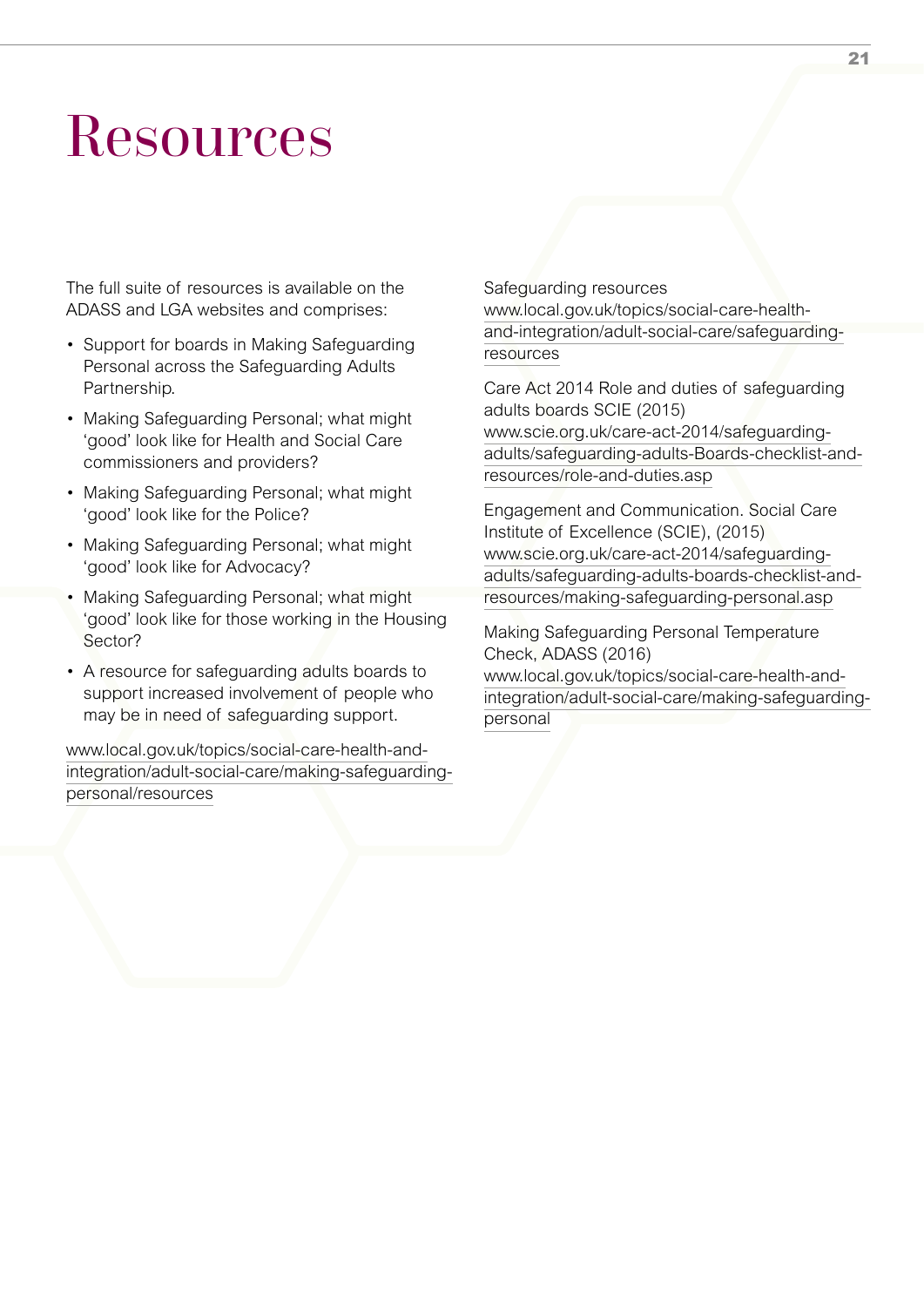# Resources

The full suite of resources is available on the ADASS and LGA websites and comprises:

- Support for boards in Making Safeguarding Personal across the Safeguarding Adults Partnership.
- Making Safeguarding Personal; what might 'good' look like for Health and Social Care commissioners and providers?
- Making Safeguarding Personal; what might 'good' look like for the Police?
- Making Safeguarding Personal; what might 'good' look like for Advocacy?
- Making Safeguarding Personal; what might 'good' look like for those working in the Housing Sector?
- A resource for safeguarding adults boards to support increased involvement of people who may be in need of safeguarding support.

www.local.gov.uk/topics/social-care-health-and-integration/adult-social-care/making-safeguarding-personal/resources

Safeguarding resources
www.local.gov.uk/topics/social-care-health-and-integration/adult-social-care/safeguarding-resources

Care Act 2014 Role and duties of safeguarding adults boards SCIE (2015)
www.scie.org.uk/care-act-2014/safeguarding-adults/safeguarding-adults-Boards-checklist-and-resources/role-and-duties.asp

Engagement and Communication. Social Care Institute of Excellence (SCIE), (2015)
www.scie.org.uk/care-act-2014/safeguarding-adults/safeguarding-adults-boards-checklist-and-resources/making-safeguarding-personal.asp

Making Safeguarding Personal Temperature Check, ADASS (2016)
www.local.gov.uk/topics/social-care-health-and-integration/adult-social-care/making-safeguarding-personal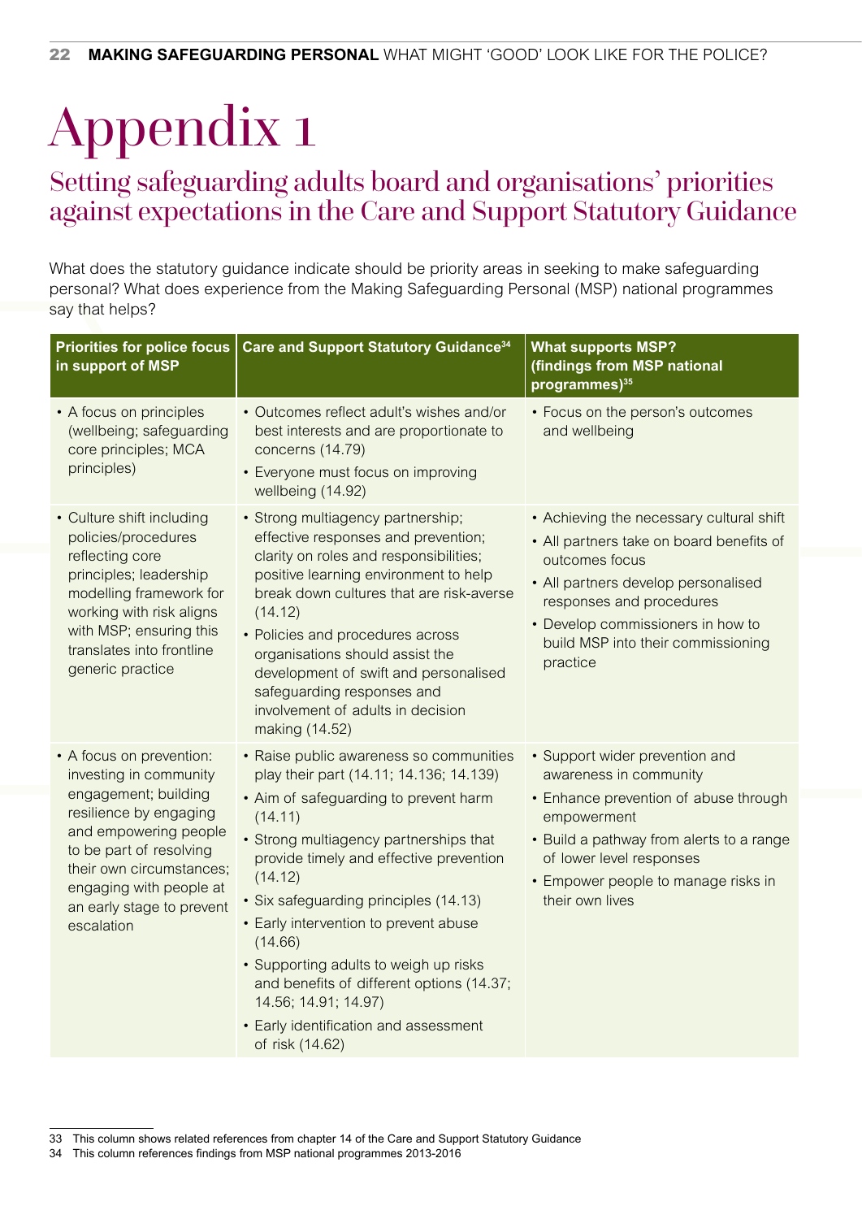# Appendix 1

## Setting safeguarding adults board and organisations' priorities against expectations in the Care and Support Statutory Guidance

What does the statutory guidance indicate should be priority areas in seeking to make safeguarding personal? What does experience from the Making Safeguarding Personal (MSP) national programmes say that helps?

| Priorities for police focus in support of MSP | Care and Support Statutory Guidance[34] | What supports MSP? (findings from MSP national programmes)[35] |
|---|---|---|
| • A focus on principles (wellbeing; safeguarding core principles; MCA principles) | • Outcomes reflect adult's wishes and/or best interests and are proportionate to concerns (14.79)<br>• Everyone must focus on improving wellbeing (14.92) | • Focus on the person's outcomes and wellbeing |
| • Culture shift including policies/procedures reflecting core principles; leadership modelling framework for working with risk aligns with MSP; ensuring this translates into frontline generic practice | • Strong multiagency partnership; effective responses and prevention; clarity on roles and responsibilities; positive learning environment to help break down cultures that are risk-averse (14.12)<br>• Policies and procedures across organisations should assist the development of swift and personalised safeguarding responses and involvement of adults in decision making (14.52) | • Achieving the necessary cultural shift<br>• All partners take on board benefits of outcomes focus<br>• All partners develop personalised responses and procedures<br>• Develop commissioners in how to build MSP into their commissioning practice |
| • A focus on prevention: investing in community engagement; building resilience by engaging and empowering people to be part of resolving their own circumstances; engaging with people at an early stage to prevent escalation | • Raise public awareness so communities play their part (14.11; 14.136; 14.139)<br>• Aim of safeguarding to prevent harm (14.11)<br>• Strong multiagency partnerships that provide timely and effective prevention (14.12)<br>• Six safeguarding principles (14.13)<br>• Early intervention to prevent abuse (14.66)<br>• Supporting adults to weigh up risks and benefits of different options (14.37; 14.56; 14.91; 14.97)<br>• Early identification and assessment of risk (14.62) | • Support wider prevention and awareness in community<br>• Enhance prevention of abuse through empowerment<br>• Build a pathway from alerts to a range of lower level responses<br>• Empower people to manage risks in their own lives |

33 This column shows related references from chapter 14 of the Care and Support Statutory Guidance
34 This column references findings from MSP national programmes 2013-2016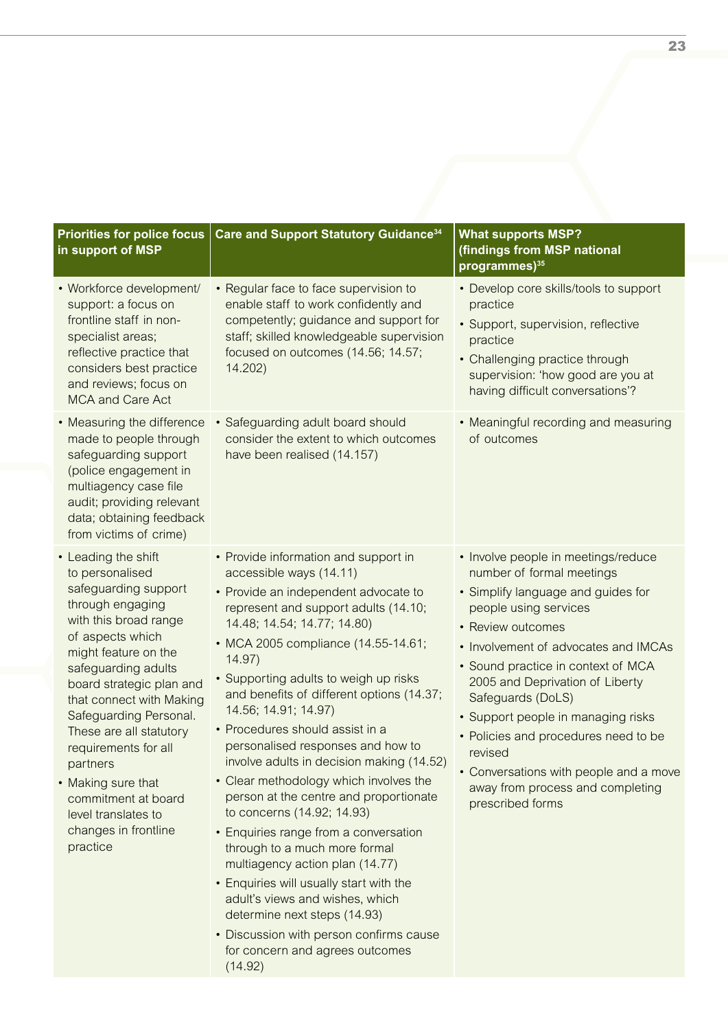| Priorities for police focus in support of MSP | Care and Support Statutory Guidance[34] | What supports MSP? (findings from MSP national programmes)[35] |
|---|---|---|
| • Workforce development/ support: a focus on frontline staff in non-specialist areas; reflective practice that considers best practice and reviews; focus on MCA and Care Act | • Regular face to face supervision to enable staff to work confidently and competently; guidance and support for staff; skilled knowledgeable supervision focused on outcomes (14.56; 14.57; 14.202) | • Develop core skills/tools to support practice<br>• Support, supervision, reflective practice<br>• Challenging practice through supervision: 'how good are you at having difficult conversations'? |
| • Measuring the difference made to people through safeguarding support (police engagement in multiagency case file audit; providing relevant data; obtaining feedback from victims of crime) | • Safeguarding adult board should consider the extent to which outcomes have been realised (14.157) | • Meaningful recording and measuring of outcomes |
| • Leading the shift to personalised safeguarding support through engaging with this broad range of aspects which might feature on the safeguarding adults board strategic plan and that connect with Making Safeguarding Personal. These are all statutory requirements for all partners<br>• Making sure that commitment at board level translates to changes in frontline practice | • Provide information and support in accessible ways (14.11)<br>• Provide an independent advocate to represent and support adults (14.10; 14.48; 14.54; 14.77; 14.80)<br>• MCA 2005 compliance (14.55-14.61; 14.97)<br>• Supporting adults to weigh up risks and benefits of different options (14.37; 14.56; 14.91; 14.97)<br>• Procedures should assist in a personalised responses and how to involve adults in decision making (14.52)<br>• Clear methodology which involves the person at the centre and proportionate to concerns (14.92; 14.93)<br>• Enquiries range from a conversation through to a much more formal multiagency action plan (14.77)<br>• Enquiries will usually start with the adult's views and wishes, which determine next steps (14.93)<br>• Discussion with person confirms cause for concern and agrees outcomes (14.92) | • Involve people in meetings/reduce number of formal meetings<br>• Simplify language and guides for people using services<br>• Review outcomes<br>• Involvement of advocates and IMCAs<br>• Sound practice in context of MCA 2005 and Deprivation of Liberty Safeguards (DoLS)<br>• Support people in managing risks<br>• Policies and procedures need to be revised<br>• Conversations with people and a move away from process and completing prescribed forms |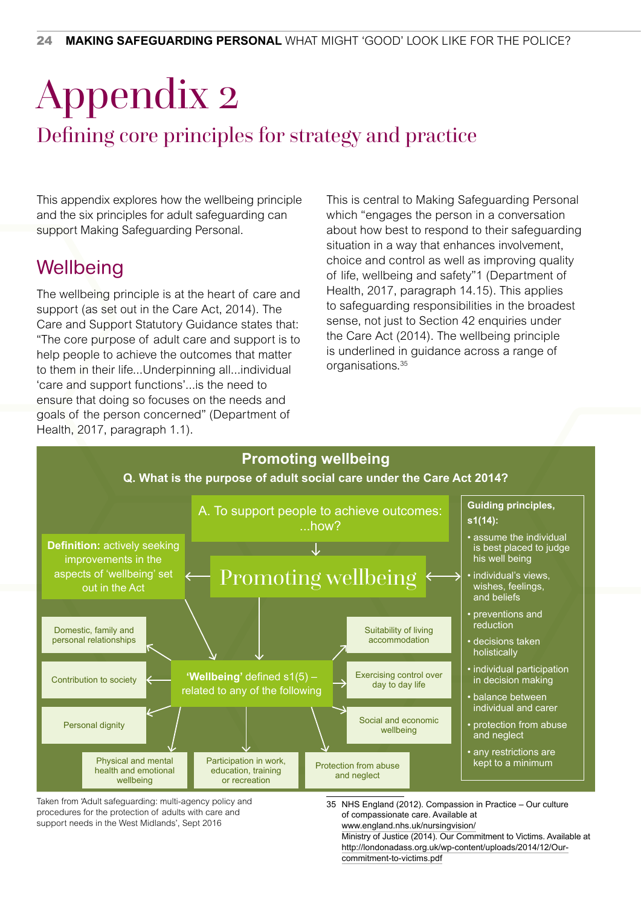# Appendix 2

## Defining core principles for strategy and practice

This appendix explores how the wellbeing principle and the six principles for adult safeguarding can support Making Safeguarding Personal.

## Wellbeing

The wellbeing principle is at the heart of care and support (as set out in the Care Act, 2014). The Care and Support Statutory Guidance states that: "The core purpose of adult care and support is to help people to achieve the outcomes that matter to them in their life...Underpinning all...individual 'care and support functions'...is the need to ensure that doing so focuses on the needs and goals of the person concerned" (Department of Health, 2017, paragraph 1.1).

This is central to Making Safeguarding Personal which "engages the person in a conversation about how best to respond to their safeguarding situation in a way that enhances involvement, choice and control as well as improving quality of life, wellbeing and safety"1 (Department of Health, 2017, paragraph 14.15). This applies to safeguarding responsibilities in the broadest sense, not just to Section 42 enquiries under the Care Act (2014). The wellbeing principle is underlined in guidance across a range of organisations.[35]

**Promoting wellbeing**

**Q. What is the purpose of adult social care under the Care Act 2014?**

A. To support people to achieve outcomes: ...how?

Promoting wellbeing

**Definition:** actively seeking improvements in the aspects of 'wellbeing' set out in the Act

**'Wellbeing'** defined s1(5) – related to any of the following

- Domestic, family and personal relationships
- Contribution to society
- Personal dignity
- Physical and mental health and emotional wellbeing
- Participation in work, education, training or recreation
- Protection from abuse and neglect
- Social and economic wellbeing
- Exercising control over day to day life
- Suitability of living accommodation

**Guiding principles, s1(14):**

- assume the individual is best placed to judge his well being
- individual's views, wishes, feelings, and beliefs
- preventions and reduction
- decisions taken holistically
- individual participation in decision making
- balance between individual and carer
- protection from abuse and neglect
- any restrictions are kept to a minimum

Taken from 'Adult safeguarding: multi-agency policy and procedures for the protection of adults with care and support needs in the West Midlands', Sept 2016

35 NHS England (2012). Compassion in Practice – Our culture of compassionate care. Available at www.england.nhs.uk/nursingvision/
Ministry of Justice (2014). Our Commitment to Victims. Available at http://londonadass.org.uk/wp-content/uploads/2014/12/Our-commitment-to-victims.pdf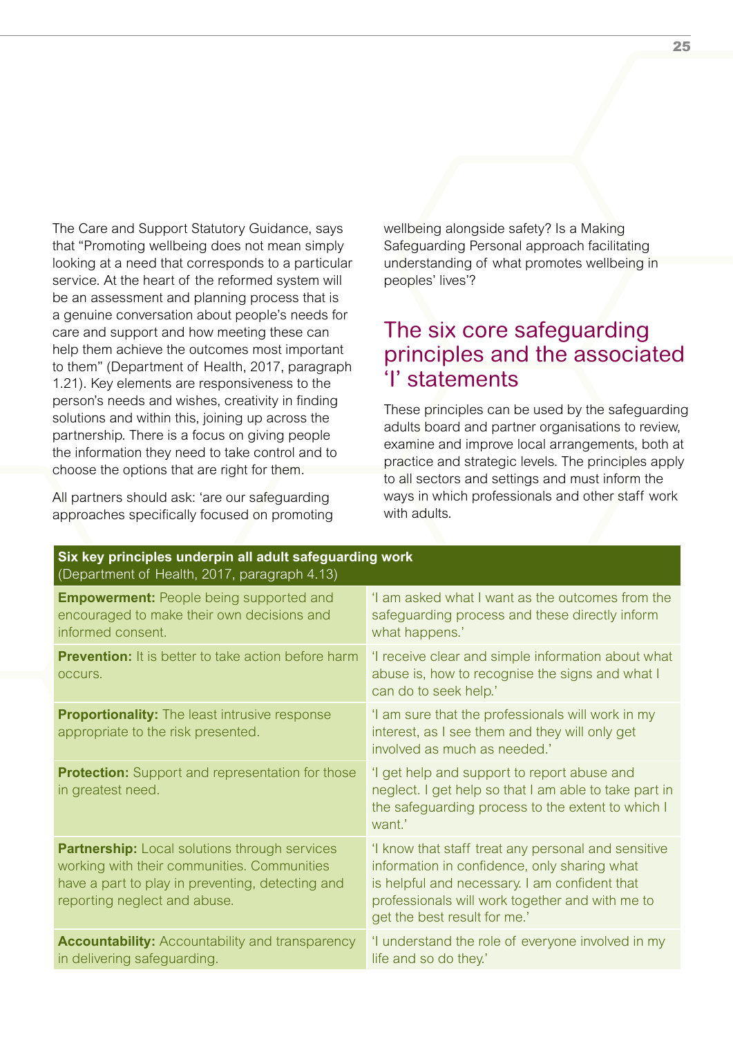The Care and Support Statutory Guidance, says that "Promoting wellbeing does not mean simply looking at a need that corresponds to a particular service. At the heart of the reformed system will be an assessment and planning process that is a genuine conversation about people's needs for care and support and how meeting these can help them achieve the outcomes most important to them" (Department of Health, 2017, paragraph 1.21). Key elements are responsiveness to the person's needs and wishes, creativity in finding solutions and within this, joining up across the partnership. There is a focus on giving people the information they need to take control and to choose the options that are right for them.

All partners should ask: 'are our safeguarding approaches specifically focused on promoting wellbeing alongside safety? Is a Making Safeguarding Personal approach facilitating understanding of what promotes wellbeing in peoples' lives'?

## The six core safeguarding principles and the associated 'I' statements

These principles can be used by the safeguarding adults board and partner organisations to review, examine and improve local arrangements, both at practice and strategic levels. The principles apply to all sectors and settings and must inform the ways in which professionals and other staff work with adults.

| **Six key principles underpin all adult safeguarding work** (Department of Health, 2017, paragraph 4.13) | |
|---|---|
| **Empowerment:** People being supported and encouraged to make their own decisions and informed consent. | 'I am asked what I want as the outcomes from the safeguarding process and these directly inform what happens.' |
| **Prevention:** It is better to take action before harm occurs. | 'I receive clear and simple information about what abuse is, how to recognise the signs and what I can do to seek help.' |
| **Proportionality:** The least intrusive response appropriate to the risk presented. | 'I am sure that the professionals will work in my interest, as I see them and they will only get involved as much as needed.' |
| **Protection:** Support and representation for those in greatest need. | 'I get help and support to report abuse and neglect. I get help so that I am able to take part in the safeguarding process to the extent to which I want.' |
| **Partnership:** Local solutions through services working with their communities. Communities have a part to play in preventing, detecting and reporting neglect and abuse. | 'I know that staff treat any personal and sensitive information in confidence, only sharing what is helpful and necessary. I am confident that professionals will work together and with me to get the best result for me.' |
| **Accountability:** Accountability and transparency in delivering safeguarding. | 'I understand the role of everyone involved in my life and so do they.' |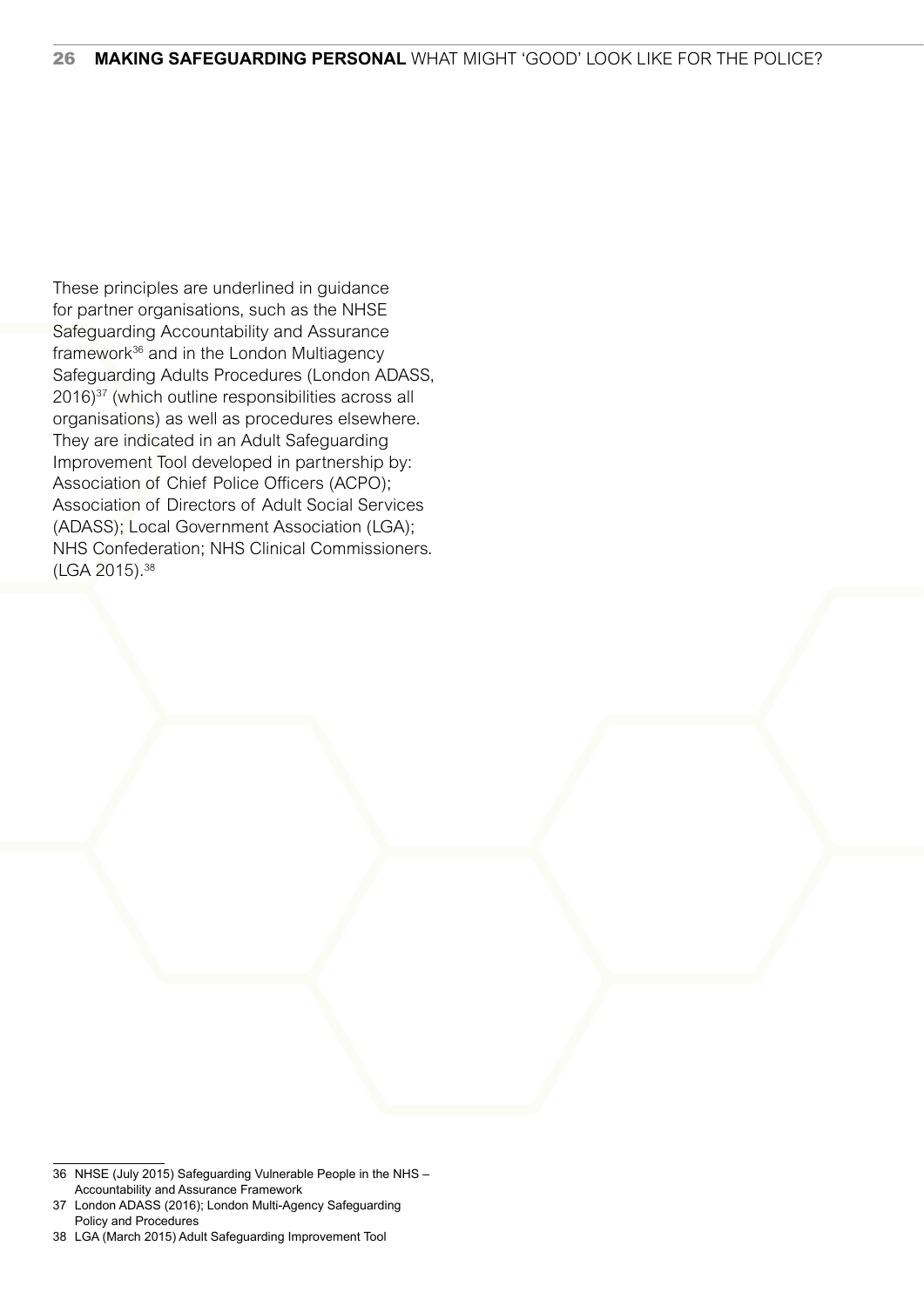These principles are underlined in guidance for partner organisations, such as the NHSE Safeguarding Accountability and Assurance framework[36] and in the London Multiagency Safeguarding Adults Procedures (London ADASS, 2016)[37] (which outline responsibilities across all organisations) as well as procedures elsewhere. They are indicated in an Adult Safeguarding Improvement Tool developed in partnership by: Association of Chief Police Officers (ACPO); Association of Directors of Adult Social Services (ADASS); Local Government Association (LGA); NHS Confederation; NHS Clinical Commissioners. (LGA 2015).[38]

---

36 NHSE (July 2015) Safeguarding Vulnerable People in the NHS – Accountability and Assurance Framework

37 London ADASS (2016); London Multi-Agency Safeguarding Policy and Procedures

38 LGA (March 2015) Adult Safeguarding Improvement Tool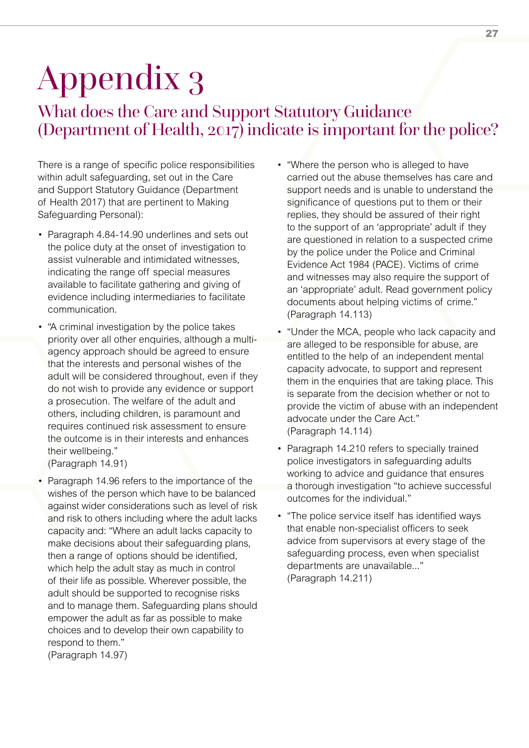# Appendix 3

## What does the Care and Support Statutory Guidance (Department of Health, 2017) indicate is important for the police?

There is a range of specific police responsibilities within adult safeguarding, set out in the Care and Support Statutory Guidance (Department of Health 2017) that are pertinent to Making Safeguarding Personal):

- Paragraph 4.84-14.90 underlines and sets out the police duty at the onset of investigation to assist vulnerable and intimidated witnesses, indicating the range off special measures available to facilitate gathering and giving of evidence including intermediaries to facilitate communication.
- "A criminal investigation by the police takes priority over all other enquiries, although a multi-agency approach should be agreed to ensure that the interests and personal wishes of the adult will be considered throughout, even if they do not wish to provide any evidence or support a prosecution. The welfare of the adult and others, including children, is paramount and requires continued risk assessment to ensure the outcome is in their interests and enhances their wellbeing."
(Paragraph 14.91)
- Paragraph 14.96 refers to the importance of the wishes of the person which have to be balanced against wider considerations such as level of risk and risk to others including where the adult lacks capacity and: "Where an adult lacks capacity to make decisions about their safeguarding plans, then a range of options should be identified, which help the adult stay as much in control of their life as possible. Wherever possible, the adult should be supported to recognise risks and to manage them. Safeguarding plans should empower the adult as far as possible to make choices and to develop their own capability to respond to them."
(Paragraph 14.97)
- "Where the person who is alleged to have carried out the abuse themselves has care and support needs and is unable to understand the significance of questions put to them or their replies, they should be assured of their right to the support of an 'appropriate' adult if they are questioned in relation to a suspected crime by the police under the Police and Criminal Evidence Act 1984 (PACE). Victims of crime and witnesses may also require the support of an 'appropriate' adult. Read government policy documents about helping victims of crime."
(Paragraph 14.113)
- "Under the MCA, people who lack capacity and are alleged to be responsible for abuse, are entitled to the help of an independent mental capacity advocate, to support and represent them in the enquiries that are taking place. This is separate from the decision whether or not to provide the victim of abuse with an independent advocate under the Care Act."
(Paragraph 14.114)
- Paragraph 14.210 refers to specially trained police investigators in safeguarding adults working to advice and guidance that ensures a thorough investigation "to achieve successful outcomes for the individual."
- "The police service itself has identified ways that enable non-specialist officers to seek advice from supervisors at every stage of the safeguarding process, even when specialist departments are unavailable..."
(Paragraph 14.211)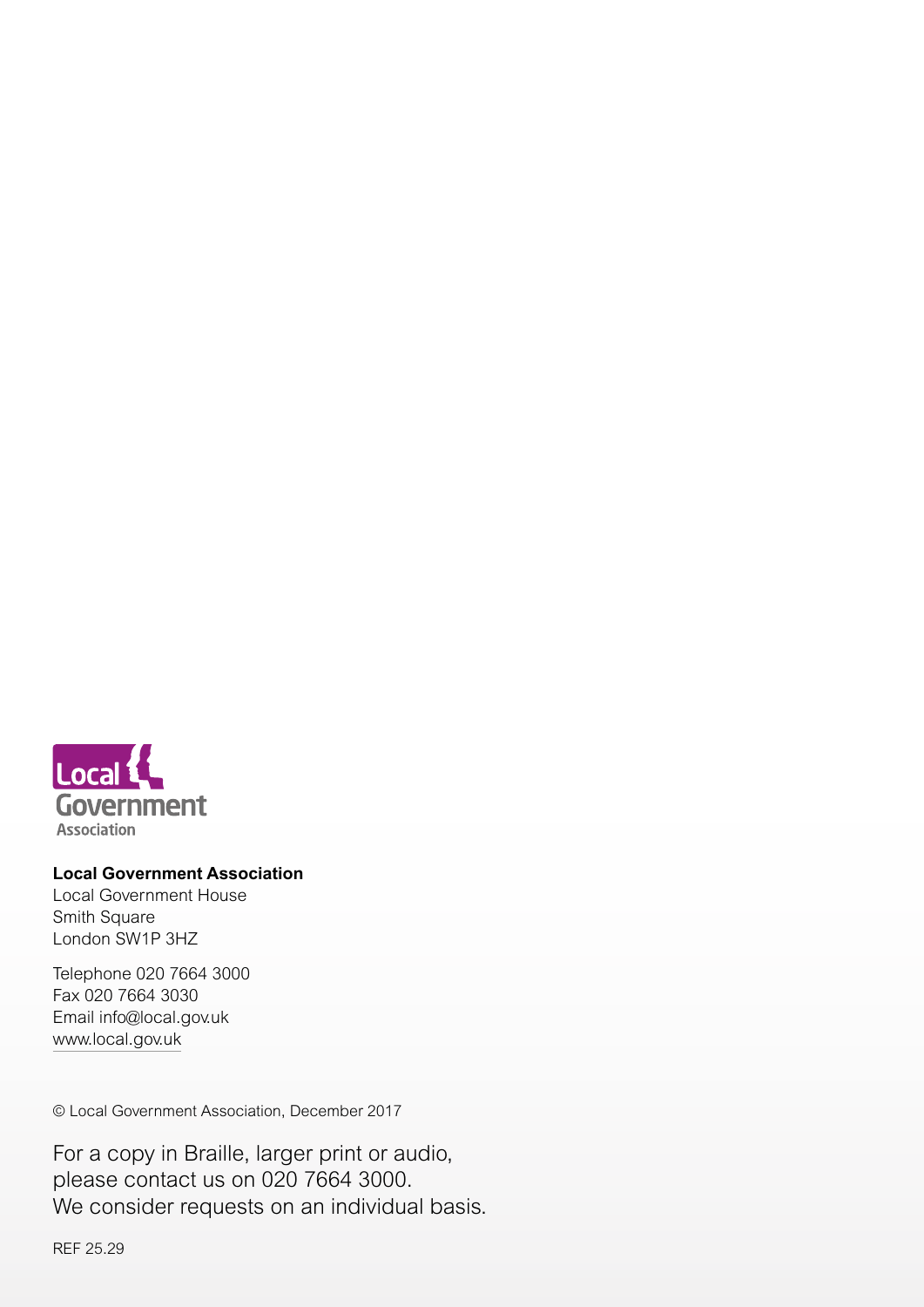**Local Government Association**
Local Government House
Smith Square
London SW1P 3HZ

Telephone 020 7664 3000
Fax 020 7664 3030
Email info@local.gov.uk
www.local.gov.uk

© Local Government Association, December 2017

For a copy in Braille, larger print or audio, please contact us on 020 7664 3000. We consider requests on an individual basis.

REF 25.29